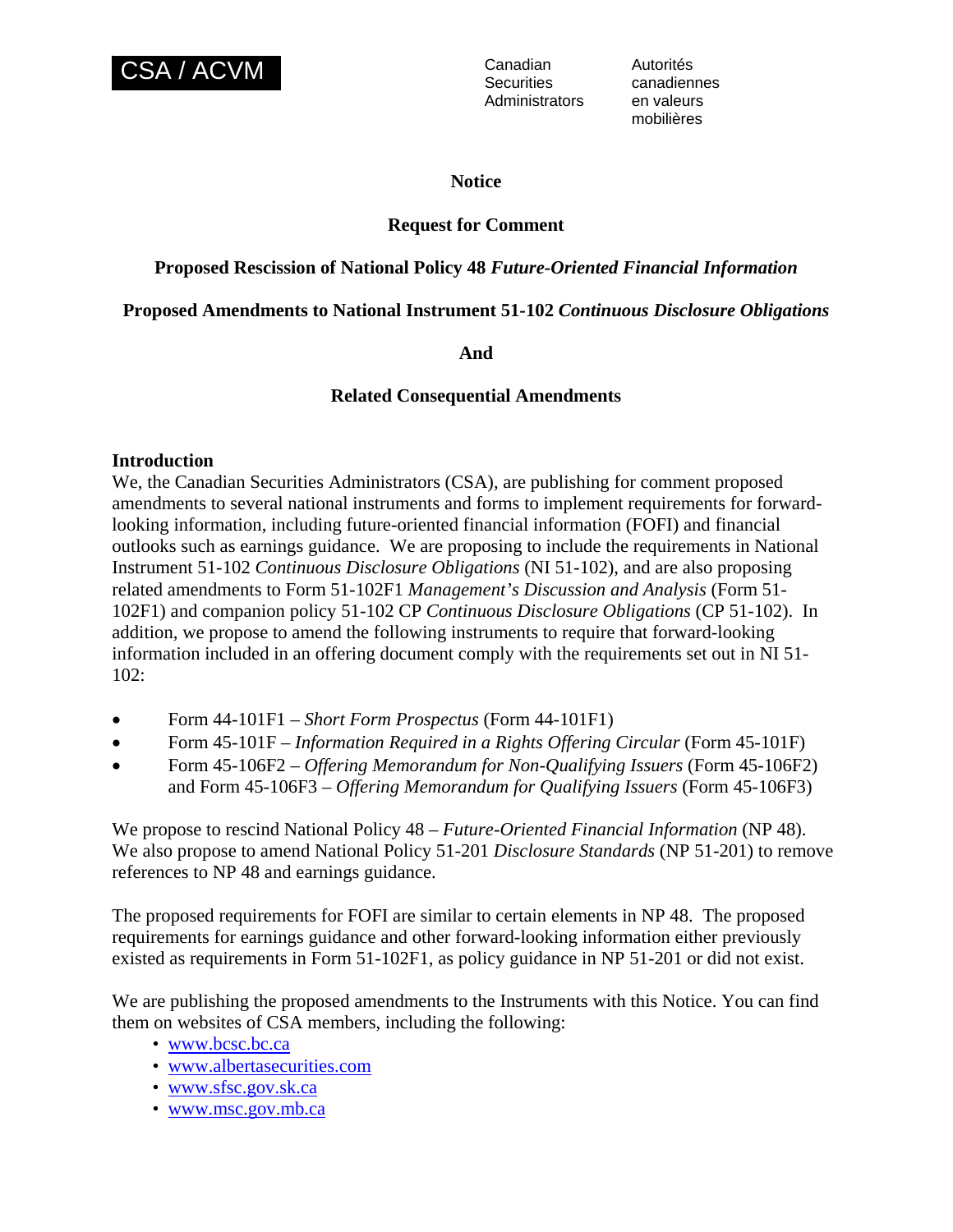**CSA / ACVM**

Canadian Securities Administrators

Autorités canadiennes en valeurs mobilières

**Notice**

**Request for Comment**

**Proposed Rescission of National Policy 48 *Future-Oriented Financial Information***

**Proposed Amendments to National Instrument 51-102 *Continuous Disclosure Obligations***

**And**

**Related Consequential Amendments**

## Introduction

We, the Canadian Securities Administrators (CSA), are publishing for comment proposed amendments to several national instruments and forms to implement requirements for forward-looking information, including future-oriented financial information (FOFI) and financial outlooks such as earnings guidance. We are proposing to include the requirements in National Instrument 51-102 *Continuous Disclosure Obligations* (NI 51-102), and are also proposing related amendments to Form 51-102F1 *Management's Discussion and Analysis* (Form 51-102F1) and companion policy 51-102 CP *Continuous Disclosure Obligations* (CP 51-102). In addition, we propose to amend the following instruments to require that forward-looking information included in an offering document comply with the requirements set out in NI 51-102:

- Form 44-101F1 – *Short Form Prospectus* (Form 44-101F1)
- Form 45-101F – *Information Required in a Rights Offering Circular* (Form 45-101F)
- Form 45-106F2 – *Offering Memorandum for Non-Qualifying Issuers* (Form 45-106F2) and Form 45-106F3 – *Offering Memorandum for Qualifying Issuers* (Form 45-106F3)

We propose to rescind National Policy 48 – *Future-Oriented Financial Information* (NP 48). We also propose to amend National Policy 51-201 *Disclosure Standards* (NP 51-201) to remove references to NP 48 and earnings guidance.

The proposed requirements for FOFI are similar to certain elements in NP 48. The proposed requirements for earnings guidance and other forward-looking information either previously existed as requirements in Form 51-102F1, as policy guidance in NP 51-201 or did not exist.

We are publishing the proposed amendments to the Instruments with this Notice. You can find them on websites of CSA members, including the following:

- www.bcsc.bc.ca
- www.albertasecurities.com
- www.sfsc.gov.sk.ca
- www.msc.gov.mb.ca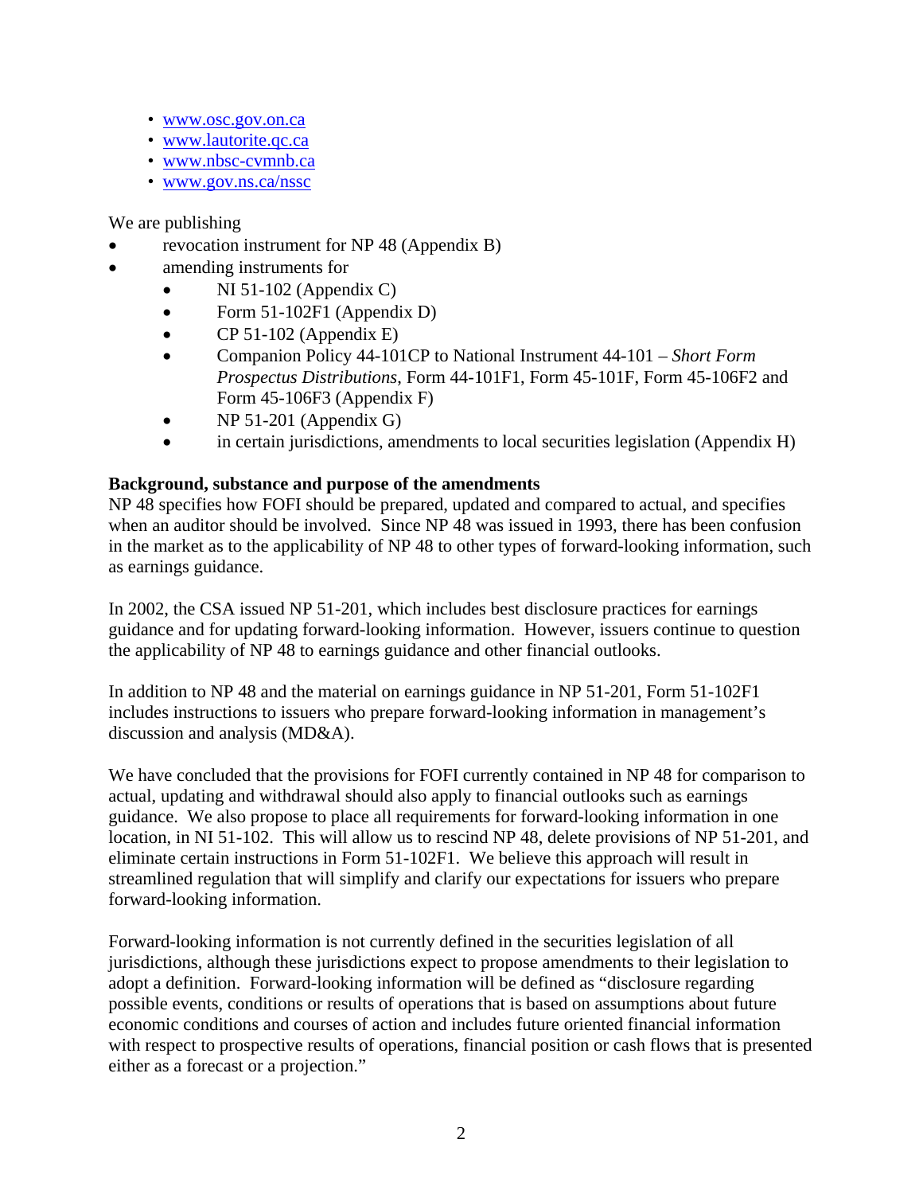- www.osc.gov.on.ca
- www.lautorite.qc.ca
- www.nbsc-cvmnb.ca
- www.gov.ns.ca/nssc

We are publishing

- revocation instrument for NP 48 (Appendix B)
- amending instruments for
  - NI 51-102 (Appendix C)
  - Form 51-102F1 (Appendix D)
  - CP 51-102 (Appendix E)
  - Companion Policy 44-101CP to National Instrument 44-101 – *Short Form Prospectus Distributions*, Form 44-101F1, Form 45-101F, Form 45-106F2 and Form 45-106F3 (Appendix F)
  - NP 51-201 (Appendix G)
  - in certain jurisdictions, amendments to local securities legislation (Appendix H)

**Background, substance and purpose of the amendments**

NP 48 specifies how FOFI should be prepared, updated and compared to actual, and specifies when an auditor should be involved. Since NP 48 was issued in 1993, there has been confusion in the market as to the applicability of NP 48 to other types of forward-looking information, such as earnings guidance.

In 2002, the CSA issued NP 51-201, which includes best disclosure practices for earnings guidance and for updating forward-looking information. However, issuers continue to question the applicability of NP 48 to earnings guidance and other financial outlooks.

In addition to NP 48 and the material on earnings guidance in NP 51-201, Form 51-102F1 includes instructions to issuers who prepare forward-looking information in management's discussion and analysis (MD&A).

We have concluded that the provisions for FOFI currently contained in NP 48 for comparison to actual, updating and withdrawal should also apply to financial outlooks such as earnings guidance. We also propose to place all requirements for forward-looking information in one location, in NI 51-102. This will allow us to rescind NP 48, delete provisions of NP 51-201, and eliminate certain instructions in Form 51-102F1. We believe this approach will result in streamlined regulation that will simplify and clarify our expectations for issuers who prepare forward-looking information.

Forward-looking information is not currently defined in the securities legislation of all jurisdictions, although these jurisdictions expect to propose amendments to their legislation to adopt a definition. Forward-looking information will be defined as "disclosure regarding possible events, conditions or results of operations that is based on assumptions about future economic conditions and courses of action and includes future oriented financial information with respect to prospective results of operations, financial position or cash flows that is presented either as a forecast or a projection."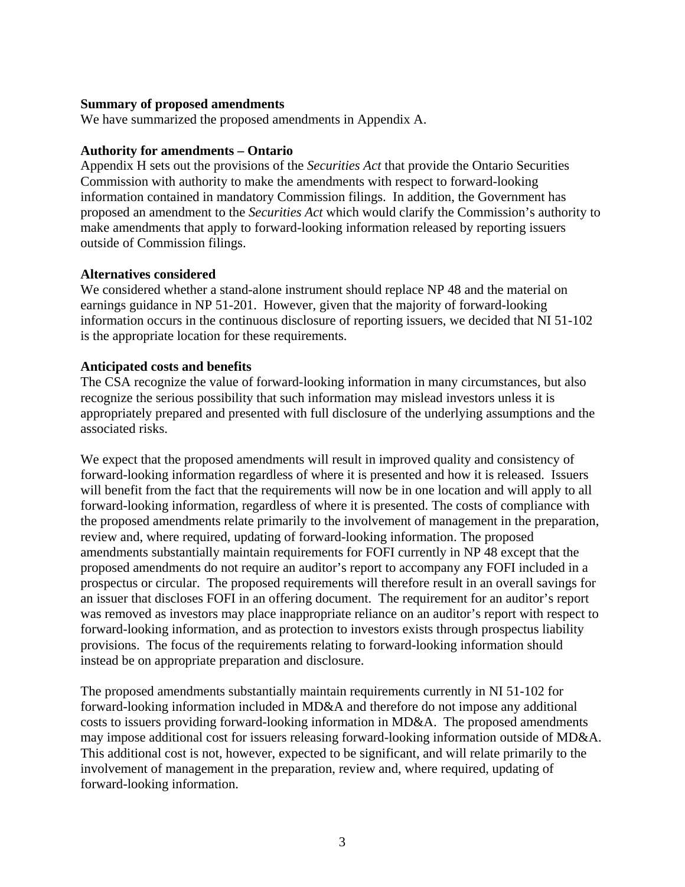**Summary of proposed amendments**
We have summarized the proposed amendments in Appendix A.

**Authority for amendments – Ontario**
Appendix H sets out the provisions of the *Securities Act* that provide the Ontario Securities Commission with authority to make the amendments with respect to forward-looking information contained in mandatory Commission filings. In addition, the Government has proposed an amendment to the *Securities Act* which would clarify the Commission's authority to make amendments that apply to forward-looking information released by reporting issuers outside of Commission filings.

**Alternatives considered**
We considered whether a stand-alone instrument should replace NP 48 and the material on earnings guidance in NP 51-201. However, given that the majority of forward-looking information occurs in the continuous disclosure of reporting issuers, we decided that NI 51-102 is the appropriate location for these requirements.

**Anticipated costs and benefits**
The CSA recognize the value of forward-looking information in many circumstances, but also recognize the serious possibility that such information may mislead investors unless it is appropriately prepared and presented with full disclosure of the underlying assumptions and the associated risks.

We expect that the proposed amendments will result in improved quality and consistency of forward-looking information regardless of where it is presented and how it is released. Issuers will benefit from the fact that the requirements will now be in one location and will apply to all forward-looking information, regardless of where it is presented. The costs of compliance with the proposed amendments relate primarily to the involvement of management in the preparation, review and, where required, updating of forward-looking information. The proposed amendments substantially maintain requirements for FOFI currently in NP 48 except that the proposed amendments do not require an auditor's report to accompany any FOFI included in a prospectus or circular. The proposed requirements will therefore result in an overall savings for an issuer that discloses FOFI in an offering document. The requirement for an auditor's report was removed as investors may place inappropriate reliance on an auditor's report with respect to forward-looking information, and as protection to investors exists through prospectus liability provisions. The focus of the requirements relating to forward-looking information should instead be on appropriate preparation and disclosure.

The proposed amendments substantially maintain requirements currently in NI 51-102 for forward-looking information included in MD&A and therefore do not impose any additional costs to issuers providing forward-looking information in MD&A. The proposed amendments may impose additional cost for issuers releasing forward-looking information outside of MD&A. This additional cost is not, however, expected to be significant, and will relate primarily to the involvement of management in the preparation, review and, where required, updating of forward-looking information.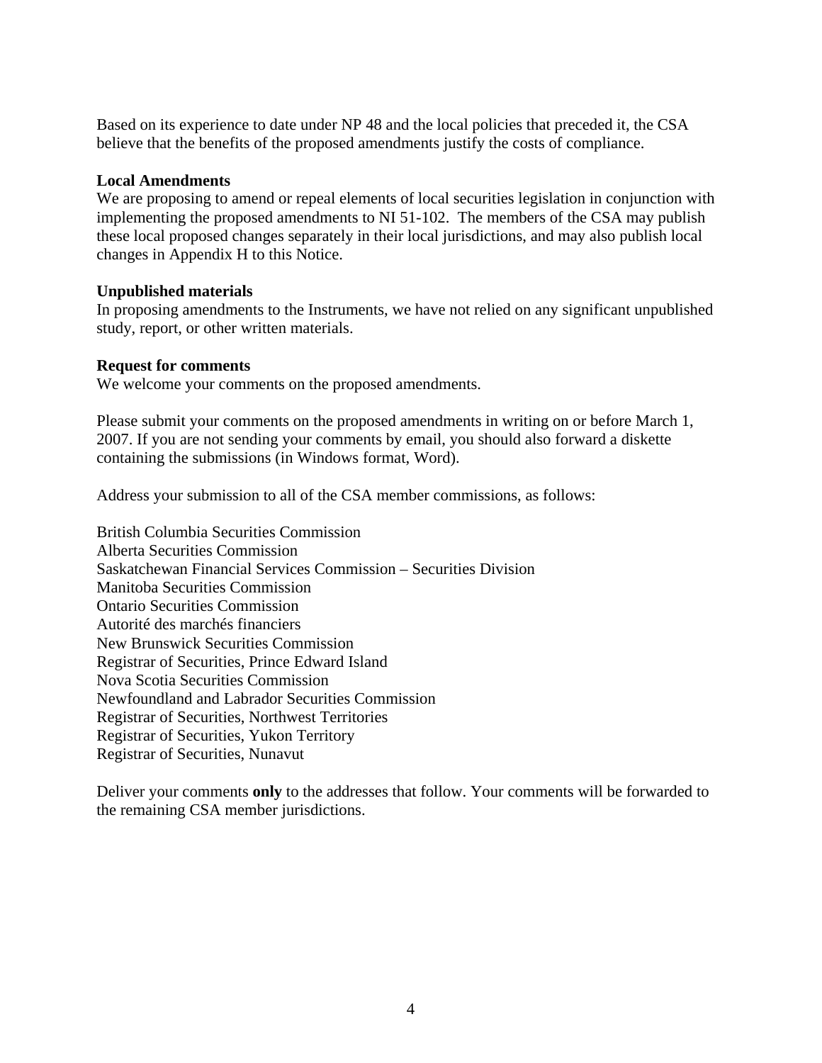Based on its experience to date under NP 48 and the local policies that preceded it, the CSA believe that the benefits of the proposed amendments justify the costs of compliance.

**Local Amendments**

We are proposing to amend or repeal elements of local securities legislation in conjunction with implementing the proposed amendments to NI 51-102. The members of the CSA may publish these local proposed changes separately in their local jurisdictions, and may also publish local changes in Appendix H to this Notice.

**Unpublished materials**

In proposing amendments to the Instruments, we have not relied on any significant unpublished study, report, or other written materials.

**Request for comments**

We welcome your comments on the proposed amendments.

Please submit your comments on the proposed amendments in writing on or before March 1, 2007. If you are not sending your comments by email, you should also forward a diskette containing the submissions (in Windows format, Word).

Address your submission to all of the CSA member commissions, as follows:

British Columbia Securities Commission
Alberta Securities Commission
Saskatchewan Financial Services Commission – Securities Division
Manitoba Securities Commission
Ontario Securities Commission
Autorité des marchés financiers
New Brunswick Securities Commission
Registrar of Securities, Prince Edward Island
Nova Scotia Securities Commission
Newfoundland and Labrador Securities Commission
Registrar of Securities, Northwest Territories
Registrar of Securities, Yukon Territory
Registrar of Securities, Nunavut

Deliver your comments **only** to the addresses that follow. Your comments will be forwarded to the remaining CSA member jurisdictions.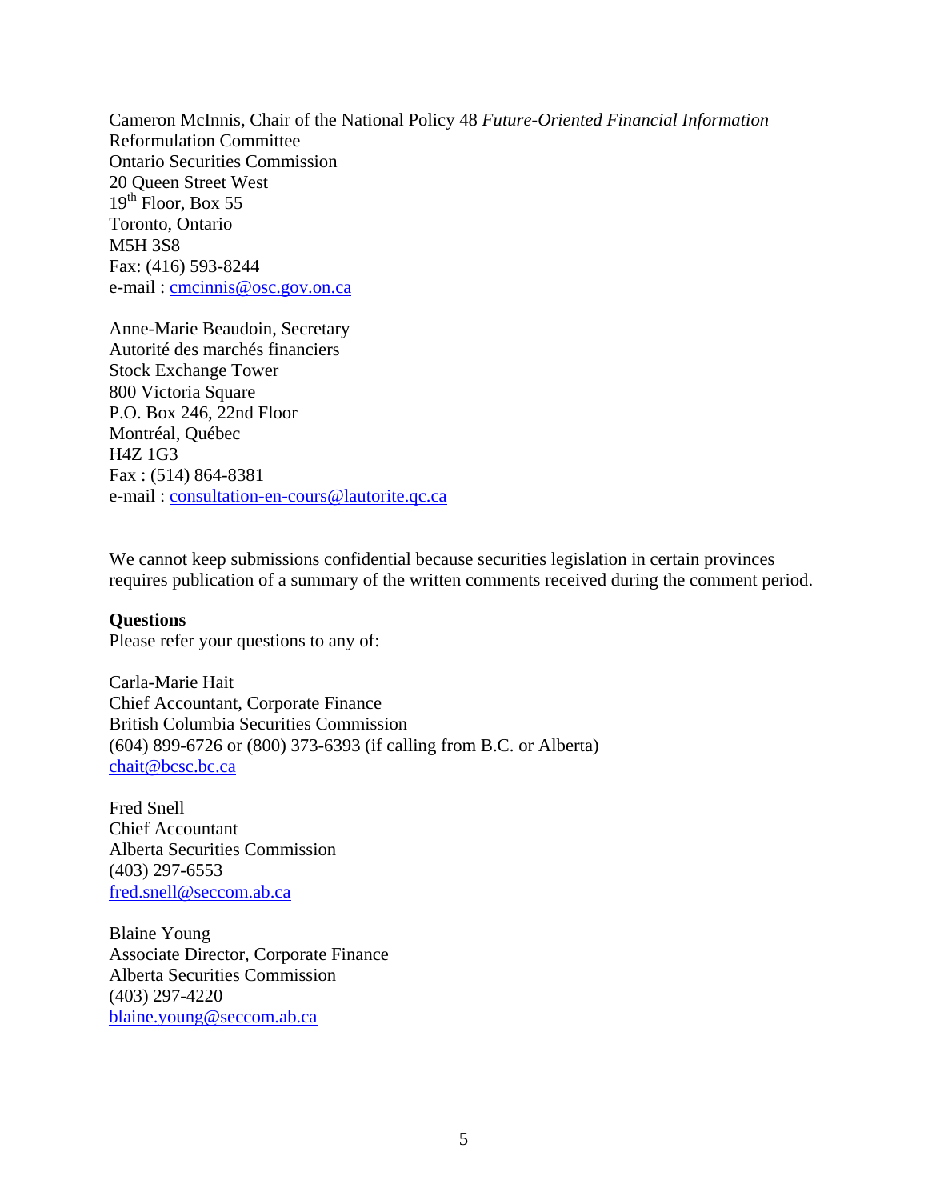Cameron McInnis, Chair of the National Policy 48 *Future-Oriented Financial Information* Reformulation Committee
Ontario Securities Commission
20 Queen Street West
19th Floor, Box 55
Toronto, Ontario
M5H 3S8
Fax: (416) 593-8244
e-mail : cmcinnis@osc.gov.on.ca

Anne-Marie Beaudoin, Secretary
Autorité des marchés financiers
Stock Exchange Tower
800 Victoria Square
P.O. Box 246, 22nd Floor
Montréal, Québec
H4Z 1G3
Fax : (514) 864-8381
e-mail : consultation-en-cours@lautorite.qc.ca

We cannot keep submissions confidential because securities legislation in certain provinces requires publication of a summary of the written comments received during the comment period.

**Questions**
Please refer your questions to any of:

Carla-Marie Hait
Chief Accountant, Corporate Finance
British Columbia Securities Commission
(604) 899-6726 or (800) 373-6393 (if calling from B.C. or Alberta)
chait@bcsc.bc.ca

Fred Snell
Chief Accountant
Alberta Securities Commission
(403) 297-6553
fred.snell@seccom.ab.ca

Blaine Young
Associate Director, Corporate Finance
Alberta Securities Commission
(403) 297-4220
blaine.young@seccom.ab.ca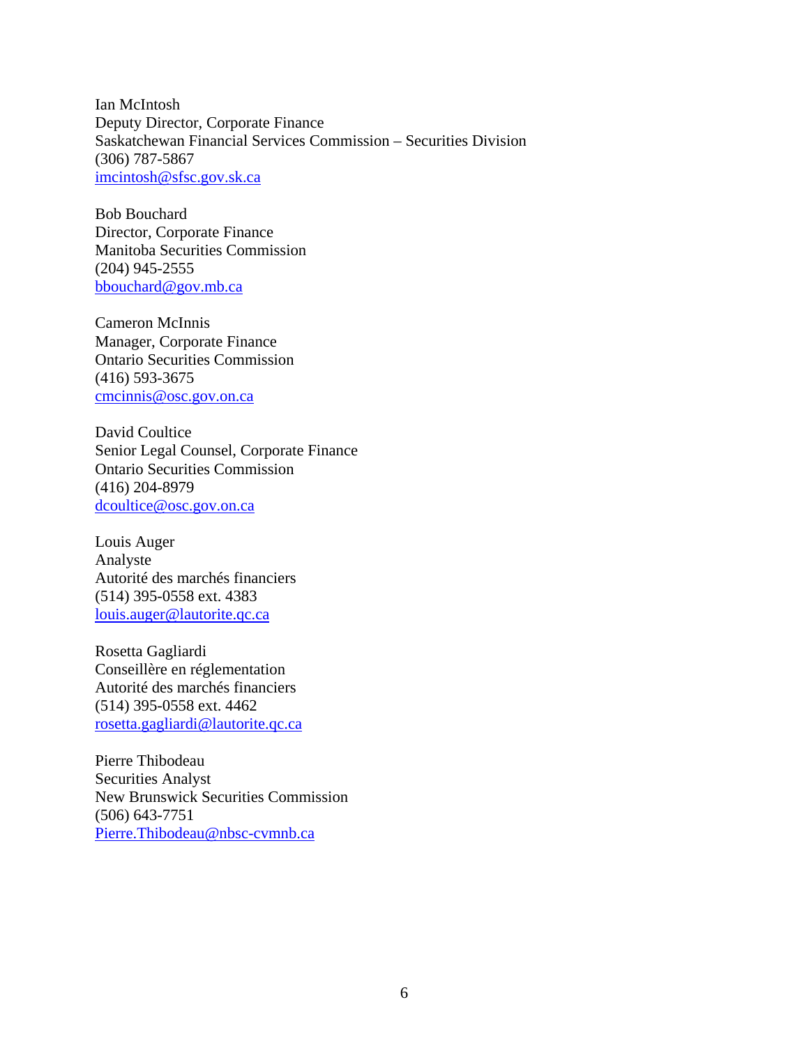Ian McIntosh
Deputy Director, Corporate Finance
Saskatchewan Financial Services Commission – Securities Division
(306) 787-5867
imcintosh@sfsc.gov.sk.ca

Bob Bouchard
Director, Corporate Finance
Manitoba Securities Commission
(204) 945-2555
bbouchard@gov.mb.ca

Cameron McInnis
Manager, Corporate Finance
Ontario Securities Commission
(416) 593-3675
cmcinnis@osc.gov.on.ca

David Coultice
Senior Legal Counsel, Corporate Finance
Ontario Securities Commission
(416) 204-8979
dcoultice@osc.gov.on.ca

Louis Auger
Analyste
Autorité des marchés financiers
(514) 395-0558 ext. 4383
louis.auger@lautorite.qc.ca

Rosetta Gagliardi
Conseillère en réglementation
Autorité des marchés financiers
(514) 395-0558 ext. 4462
rosetta.gagliardi@lautorite.qc.ca

Pierre Thibodeau
Securities Analyst
New Brunswick Securities Commission
(506) 643-7751
Pierre.Thibodeau@nbsc-cvmnb.ca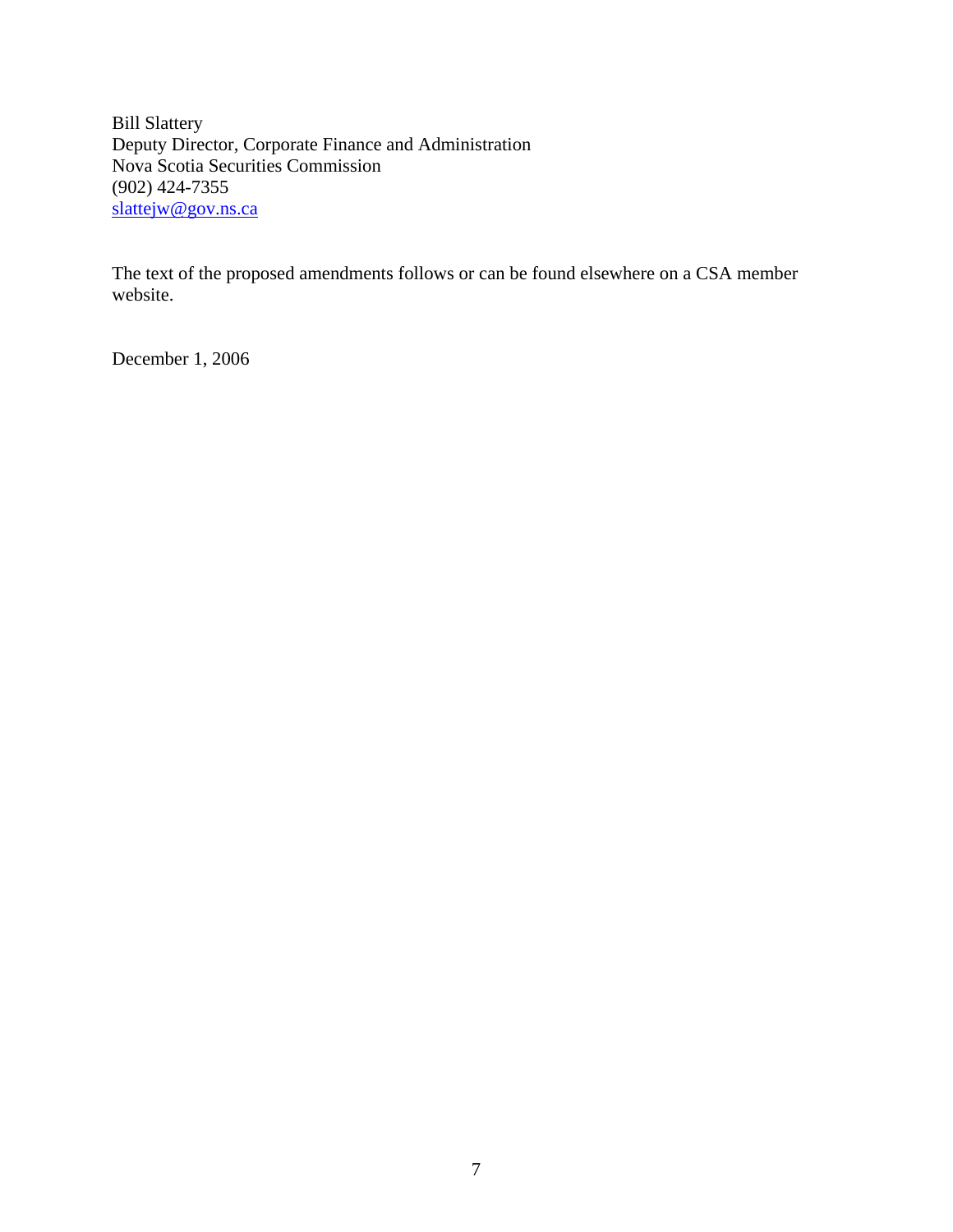Bill Slattery
Deputy Director, Corporate Finance and Administration
Nova Scotia Securities Commission
(902) 424-7355
slattejw@gov.ns.ca

The text of the proposed amendments follows or can be found elsewhere on a CSA member website.

December 1, 2006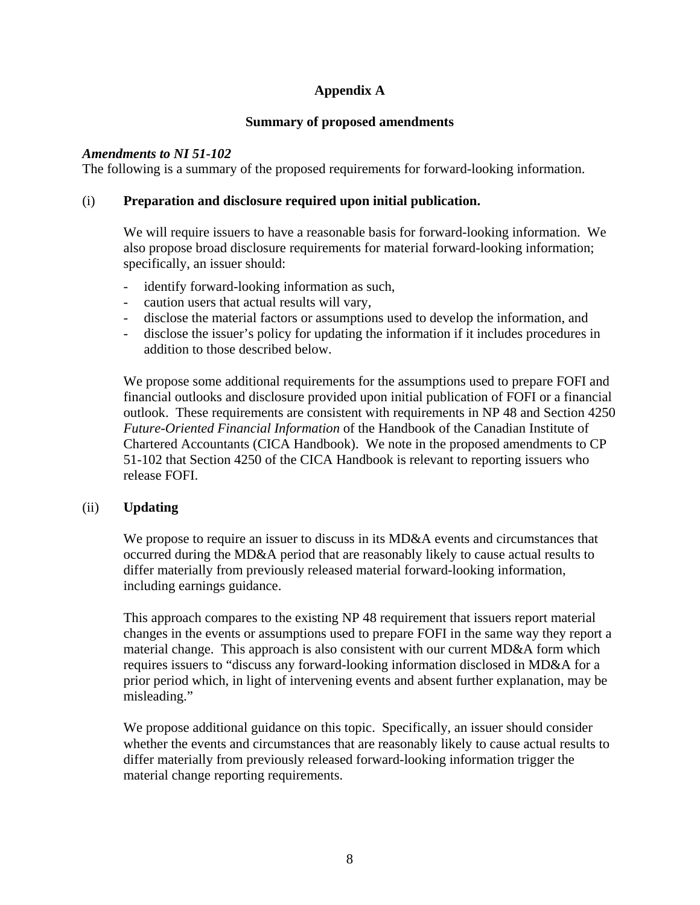# Appendix A

## Summary of proposed amendments

***Amendments to NI 51-102***

The following is a summary of the proposed requirements for forward-looking information.

(i) **Preparation and disclosure required upon initial publication.**

We will require issuers to have a reasonable basis for forward-looking information. We also propose broad disclosure requirements for material forward-looking information; specifically, an issuer should:

- identify forward-looking information as such,
- caution users that actual results will vary,
- disclose the material factors or assumptions used to develop the information, and
- disclose the issuer's policy for updating the information if it includes procedures in addition to those described below.

We propose some additional requirements for the assumptions used to prepare FOFI and financial outlooks and disclosure provided upon initial publication of FOFI or a financial outlook. These requirements are consistent with requirements in NP 48 and Section 4250 *Future-Oriented Financial Information* of the Handbook of the Canadian Institute of Chartered Accountants (CICA Handbook). We note in the proposed amendments to CP 51-102 that Section 4250 of the CICA Handbook is relevant to reporting issuers who release FOFI.

(ii) **Updating**

We propose to require an issuer to discuss in its MD&A events and circumstances that occurred during the MD&A period that are reasonably likely to cause actual results to differ materially from previously released material forward-looking information, including earnings guidance.

This approach compares to the existing NP 48 requirement that issuers report material changes in the events or assumptions used to prepare FOFI in the same way they report a material change. This approach is also consistent with our current MD&A form which requires issuers to "discuss any forward-looking information disclosed in MD&A for a prior period which, in light of intervening events and absent further explanation, may be misleading."

We propose additional guidance on this topic. Specifically, an issuer should consider whether the events and circumstances that are reasonably likely to cause actual results to differ materially from previously released forward-looking information trigger the material change reporting requirements.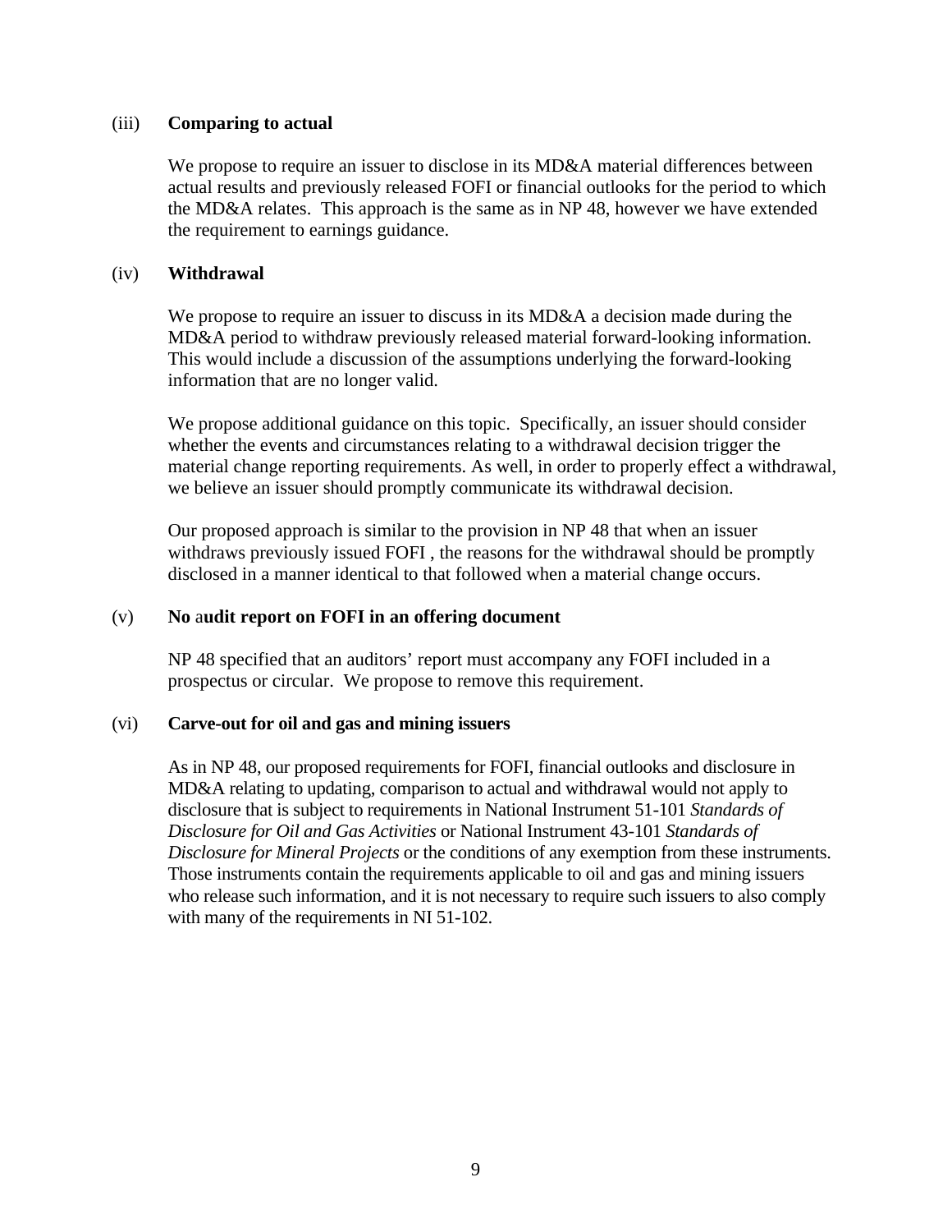(iii) **Comparing to actual**

We propose to require an issuer to disclose in its MD&A material differences between actual results and previously released FOFI or financial outlooks for the period to which the MD&A relates. This approach is the same as in NP 48, however we have extended the requirement to earnings guidance.

(iv) **Withdrawal**

We propose to require an issuer to discuss in its MD&A a decision made during the MD&A period to withdraw previously released material forward-looking information. This would include a discussion of the assumptions underlying the forward-looking information that are no longer valid.

We propose additional guidance on this topic. Specifically, an issuer should consider whether the events and circumstances relating to a withdrawal decision trigger the material change reporting requirements. As well, in order to properly effect a withdrawal, we believe an issuer should promptly communicate its withdrawal decision.

Our proposed approach is similar to the provision in NP 48 that when an issuer withdraws previously issued FOFI , the reasons for the withdrawal should be promptly disclosed in a manner identical to that followed when a material change occurs.

(v) **No audit report on FOFI in an offering document**

NP 48 specified that an auditors' report must accompany any FOFI included in a prospectus or circular. We propose to remove this requirement.

(vi) **Carve-out for oil and gas and mining issuers**

As in NP 48, our proposed requirements for FOFI, financial outlooks and disclosure in MD&A relating to updating, comparison to actual and withdrawal would not apply to disclosure that is subject to requirements in National Instrument 51-101 *Standards of Disclosure for Oil and Gas Activities* or National Instrument 43-101 *Standards of Disclosure for Mineral Projects* or the conditions of any exemption from these instruments. Those instruments contain the requirements applicable to oil and gas and mining issuers who release such information, and it is not necessary to require such issuers to also comply with many of the requirements in NI 51-102.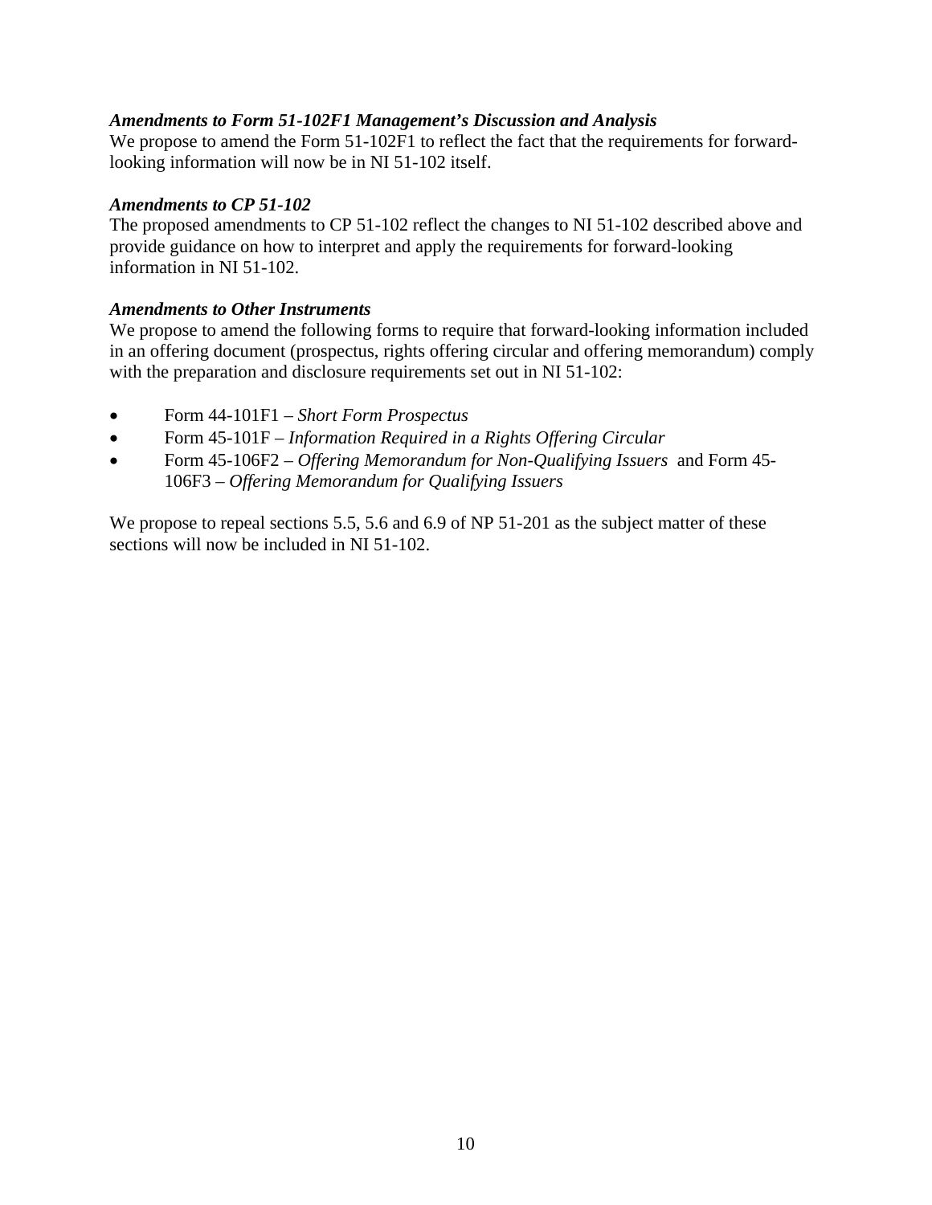***Amendments to Form 51-102F1 Management's Discussion and Analysis***

We propose to amend the Form 51-102F1 to reflect the fact that the requirements for forward-looking information will now be in NI 51-102 itself.

***Amendments to CP 51-102***

The proposed amendments to CP 51-102 reflect the changes to NI 51-102 described above and provide guidance on how to interpret and apply the requirements for forward-looking information in NI 51-102.

***Amendments to Other Instruments***

We propose to amend the following forms to require that forward-looking information included in an offering document (prospectus, rights offering circular and offering memorandum) comply with the preparation and disclosure requirements set out in NI 51-102:

- Form 44-101F1 – *Short Form Prospectus*
- Form 45-101F – *Information Required in a Rights Offering Circular*
- Form 45-106F2 – *Offering Memorandum for Non-Qualifying Issuers* and Form 45-106F3 – *Offering Memorandum for Qualifying Issuers*

We propose to repeal sections 5.5, 5.6 and 6.9 of NP 51-201 as the subject matter of these sections will now be included in NI 51-102.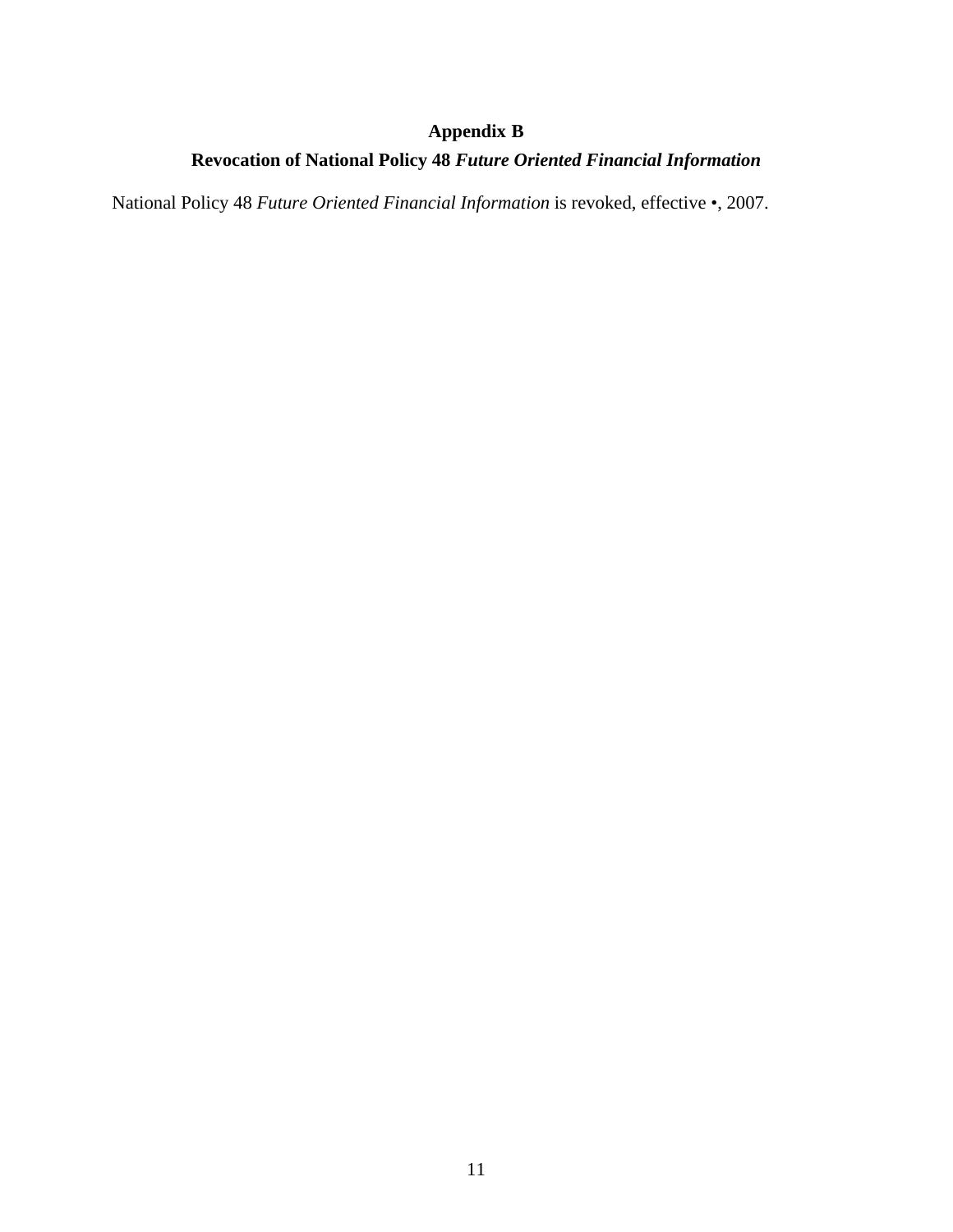# Appendix B

## Revocation of National Policy 48 *Future Oriented Financial Information*

National Policy 48 *Future Oriented Financial Information* is revoked, effective •, 2007.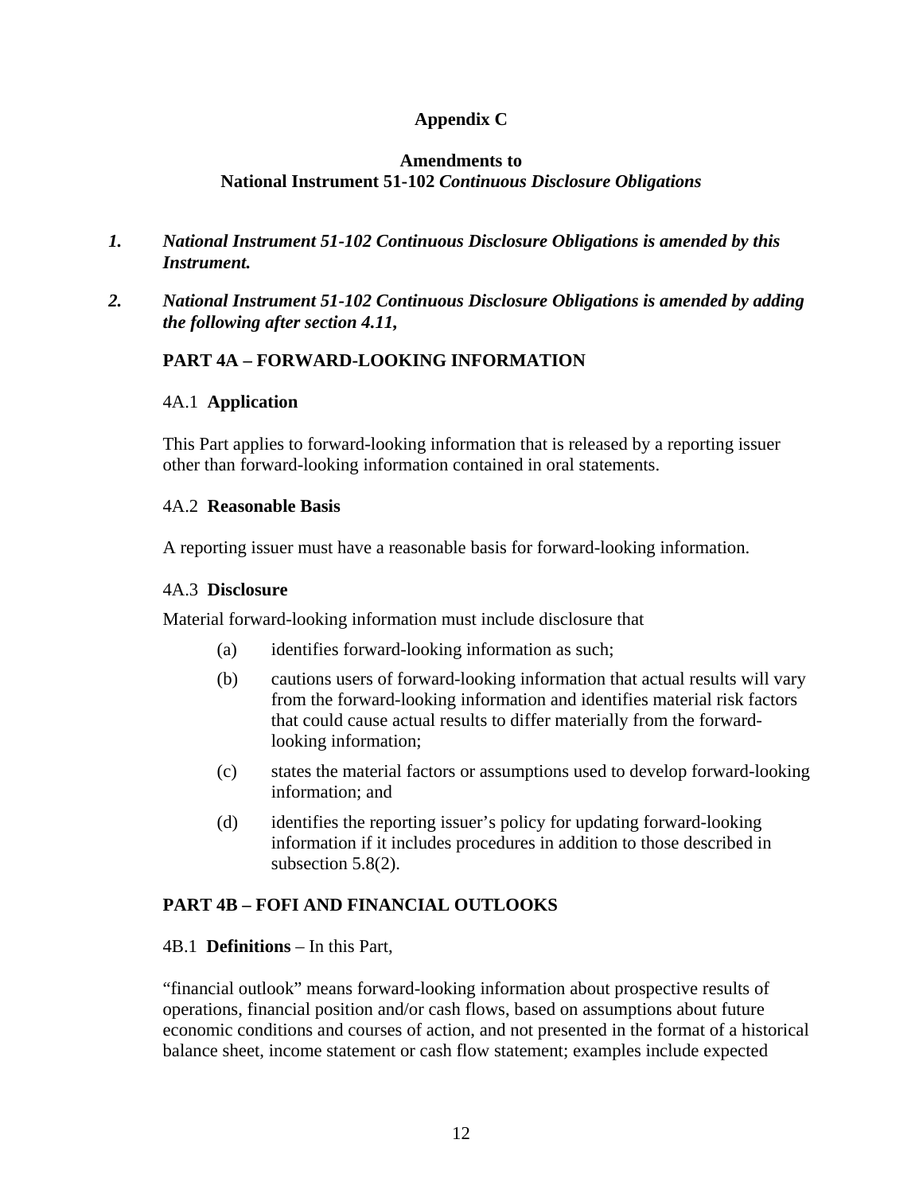**Appendix C**

**Amendments to**
**National Instrument 51-102 *Continuous Disclosure Obligations***

1. ***National Instrument 51-102 Continuous Disclosure Obligations is amended by this Instrument.***

2. ***National Instrument 51-102 Continuous Disclosure Obligations is amended by adding the following after section 4.11,***

## PART 4A – FORWARD-LOOKING INFORMATION

4A.1 **Application**

This Part applies to forward-looking information that is released by a reporting issuer other than forward-looking information contained in oral statements.

4A.2 **Reasonable Basis**

A reporting issuer must have a reasonable basis for forward-looking information.

4A.3 **Disclosure**

Material forward-looking information must include disclosure that

(a) identifies forward-looking information as such;

(b) cautions users of forward-looking information that actual results will vary from the forward-looking information and identifies material risk factors that could cause actual results to differ materially from the forward-looking information;

(c) states the material factors or assumptions used to develop forward-looking information; and

(d) identifies the reporting issuer's policy for updating forward-looking information if it includes procedures in addition to those described in subsection 5.8(2).

## PART 4B – FOFI AND FINANCIAL OUTLOOKS

4B.1 **Definitions** – In this Part,

"financial outlook" means forward-looking information about prospective results of operations, financial position and/or cash flows, based on assumptions about future economic conditions and courses of action, and not presented in the format of a historical balance sheet, income statement or cash flow statement; examples include expected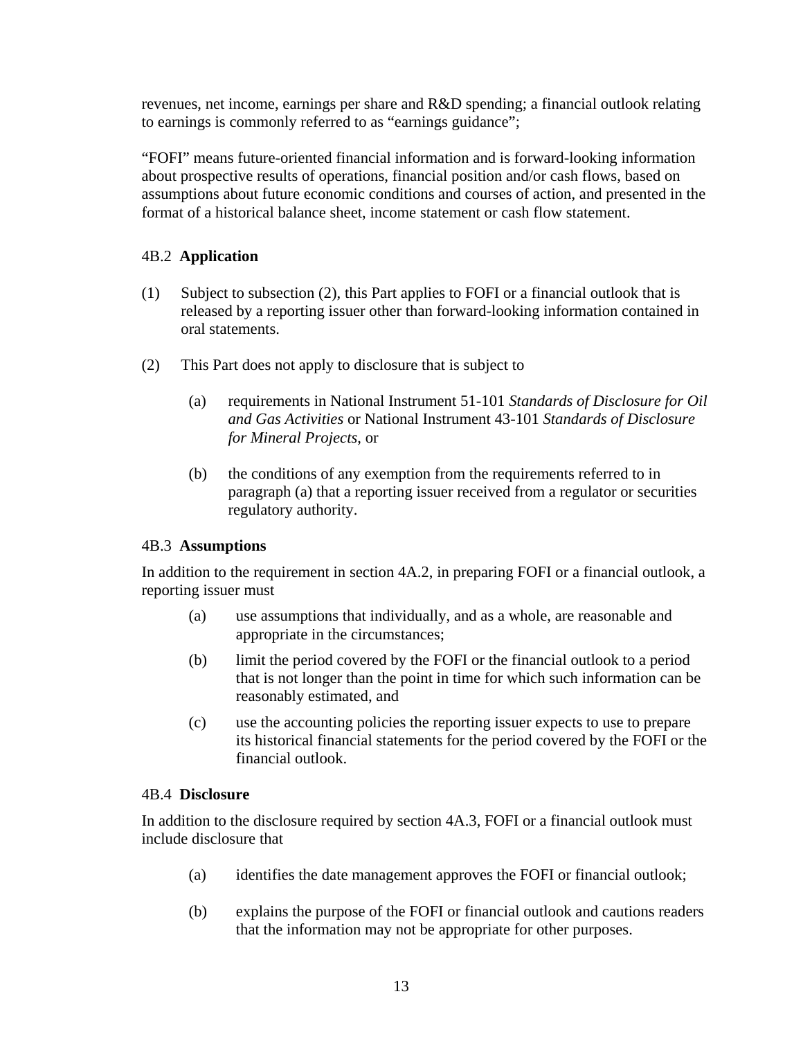revenues, net income, earnings per share and R&D spending; a financial outlook relating to earnings is commonly referred to as "earnings guidance";

"FOFI" means future-oriented financial information and is forward-looking information about prospective results of operations, financial position and/or cash flows, based on assumptions about future economic conditions and courses of action, and presented in the format of a historical balance sheet, income statement or cash flow statement.

### 4B.2 **Application**

(1) Subject to subsection (2), this Part applies to FOFI or a financial outlook that is released by a reporting issuer other than forward-looking information contained in oral statements.

(2) This Part does not apply to disclosure that is subject to

(a) requirements in National Instrument 51-101 *Standards of Disclosure for Oil and Gas Activities* or National Instrument 43-101 *Standards of Disclosure for Mineral Projects*, or

(b) the conditions of any exemption from the requirements referred to in paragraph (a) that a reporting issuer received from a regulator or securities regulatory authority.

### 4B.3 **Assumptions**

In addition to the requirement in section 4A.2, in preparing FOFI or a financial outlook, a reporting issuer must

(a) use assumptions that individually, and as a whole, are reasonable and appropriate in the circumstances;

(b) limit the period covered by the FOFI or the financial outlook to a period that is not longer than the point in time for which such information can be reasonably estimated, and

(c) use the accounting policies the reporting issuer expects to use to prepare its historical financial statements for the period covered by the FOFI or the financial outlook.

### 4B.4 **Disclosure**

In addition to the disclosure required by section 4A.3, FOFI or a financial outlook must include disclosure that

(a) identifies the date management approves the FOFI or financial outlook;

(b) explains the purpose of the FOFI or financial outlook and cautions readers that the information may not be appropriate for other purposes.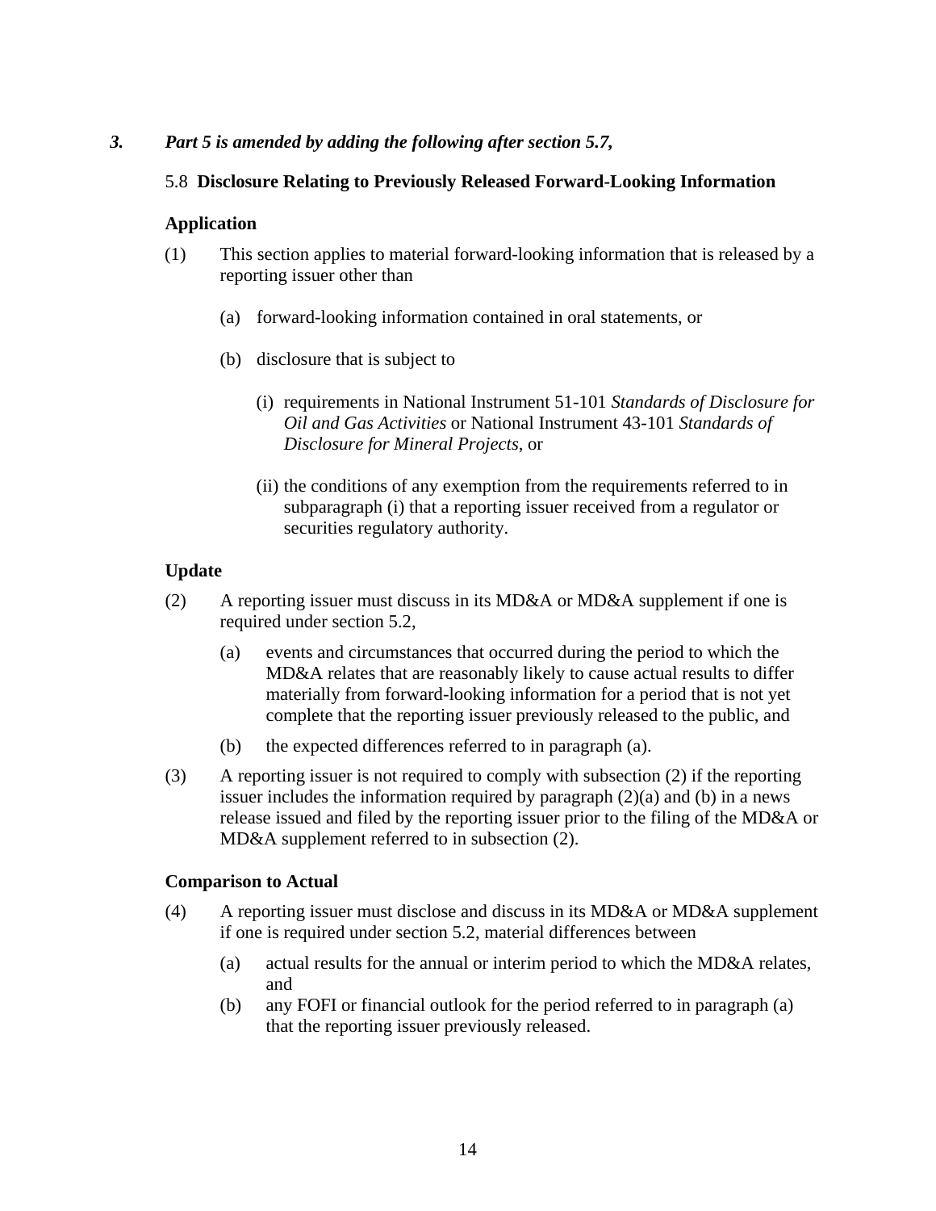***3. Part 5 is amended by adding the following after section 5.7,***

### 5.8 **Disclosure Relating to Previously Released Forward-Looking Information**

**Application**

(1) This section applies to material forward-looking information that is released by a reporting issuer other than

(a) forward-looking information contained in oral statements, or

(b) disclosure that is subject to

(i) requirements in National Instrument 51-101 *Standards of Disclosure for Oil and Gas Activities* or National Instrument 43-101 *Standards of Disclosure for Mineral Projects*, or

(ii) the conditions of any exemption from the requirements referred to in subparagraph (i) that a reporting issuer received from a regulator or securities regulatory authority.

**Update**

(2) A reporting issuer must discuss in its MD&A or MD&A supplement if one is required under section 5.2,

(a) events and circumstances that occurred during the period to which the MD&A relates that are reasonably likely to cause actual results to differ materially from forward-looking information for a period that is not yet complete that the reporting issuer previously released to the public, and

(b) the expected differences referred to in paragraph (a).

(3) A reporting issuer is not required to comply with subsection (2) if the reporting issuer includes the information required by paragraph (2)(a) and (b) in a news release issued and filed by the reporting issuer prior to the filing of the MD&A or MD&A supplement referred to in subsection (2).

**Comparison to Actual**

(4) A reporting issuer must disclose and discuss in its MD&A or MD&A supplement if one is required under section 5.2, material differences between

(a) actual results for the annual or interim period to which the MD&A relates, and

(b) any FOFI or financial outlook for the period referred to in paragraph (a) that the reporting issuer previously released.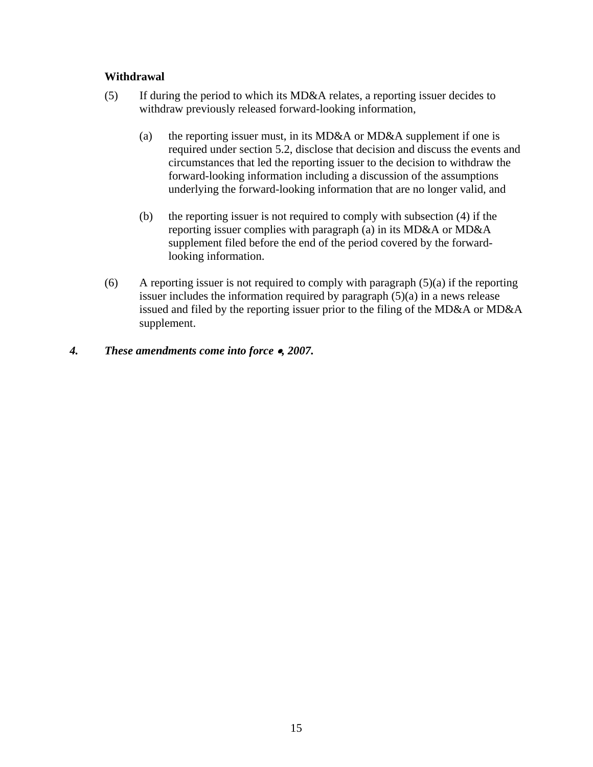**Withdrawal**

(5) If during the period to which its MD&A relates, a reporting issuer decides to withdraw previously released forward-looking information,

(a) the reporting issuer must, in its MD&A or MD&A supplement if one is required under section 5.2, disclose that decision and discuss the events and circumstances that led the reporting issuer to the decision to withdraw the forward-looking information including a discussion of the assumptions underlying the forward-looking information that are no longer valid, and

(b) the reporting issuer is not required to comply with subsection (4) if the reporting issuer complies with paragraph (a) in its MD&A or MD&A supplement filed before the end of the period covered by the forward-looking information.

(6) A reporting issuer is not required to comply with paragraph (5)(a) if the reporting issuer includes the information required by paragraph (5)(a) in a news release issued and filed by the reporting issuer prior to the filing of the MD&A or MD&A supplement.

***4. These amendments come into force •, 2007.***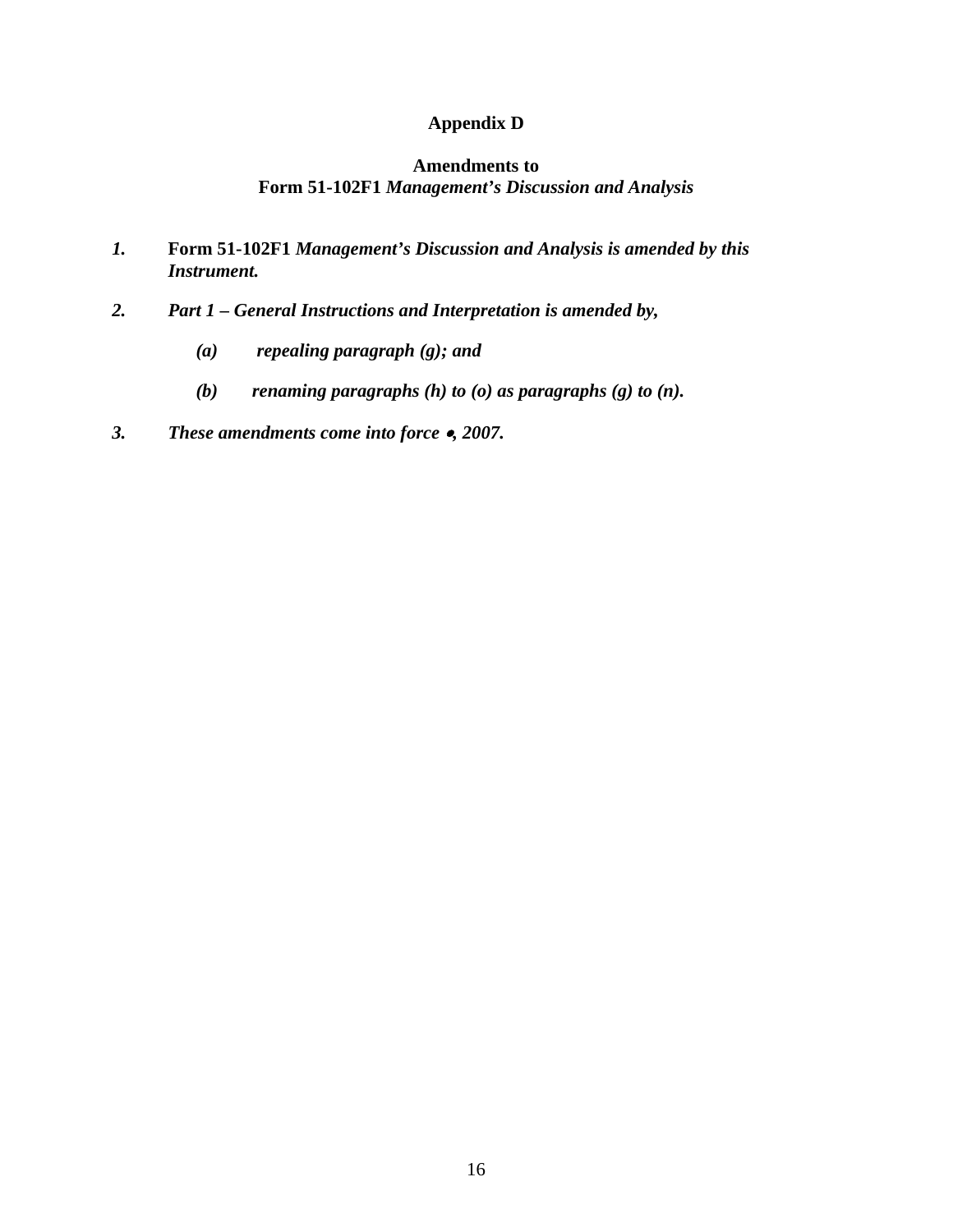**Appendix D**

**Amendments to**
**Form 51-102F1 *Management's Discussion and Analysis***

1. **Form 51-102F1** ***Management's Discussion and Analysis is amended by this Instrument.***

2. ***Part 1 – General Instructions and Interpretation is amended by,***

   ***(a) repealing paragraph (g); and***

   ***(b) renaming paragraphs (h) to (o) as paragraphs (g) to (n).***

3. ***These amendments come into force •, 2007.***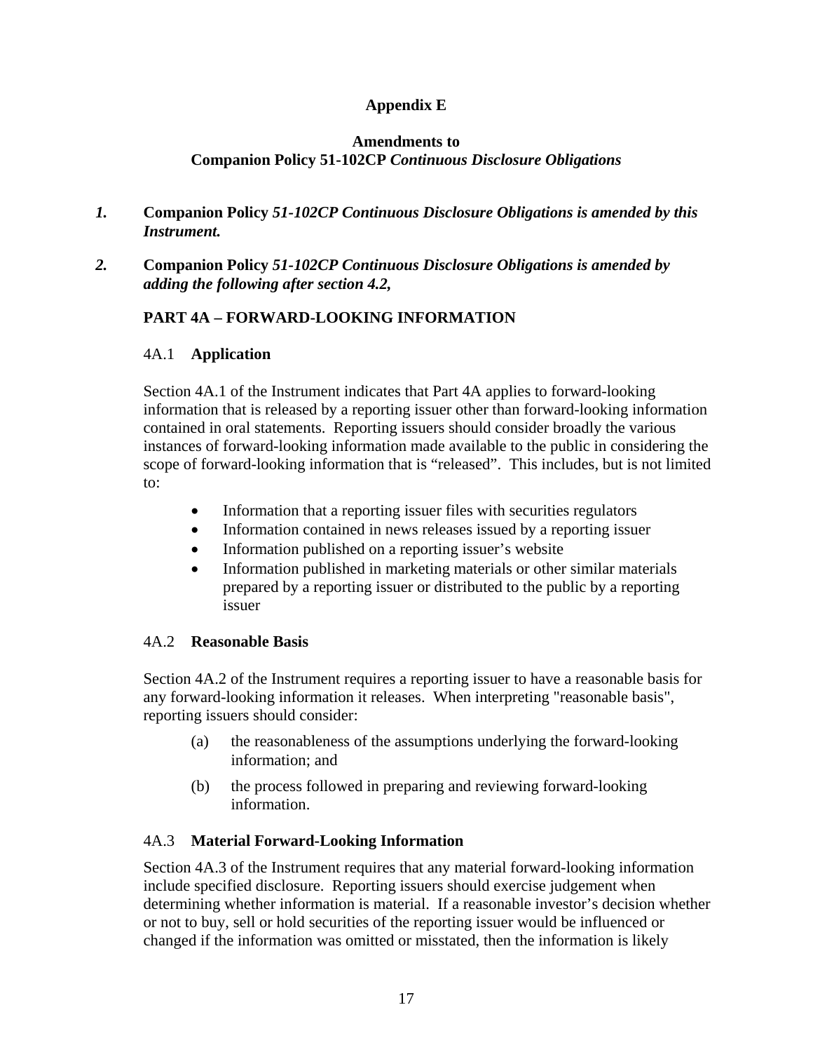**Appendix E**

**Amendments to**
**Companion Policy 51-102CP *Continuous Disclosure Obligations***

***1.*** **Companion Policy *51-102CP Continuous Disclosure Obligations is amended by this Instrument.***

***2.*** **Companion Policy *51-102CP Continuous Disclosure Obligations is amended by adding the following after section 4.2,***

**PART 4A – FORWARD-LOOKING INFORMATION**

4A.1 **Application**

Section 4A.1 of the Instrument indicates that Part 4A applies to forward-looking information that is released by a reporting issuer other than forward-looking information contained in oral statements. Reporting issuers should consider broadly the various instances of forward-looking information made available to the public in considering the scope of forward-looking information that is "released". This includes, but is not limited to:

- Information that a reporting issuer files with securities regulators
- Information contained in news releases issued by a reporting issuer
- Information published on a reporting issuer's website
- Information published in marketing materials or other similar materials prepared by a reporting issuer or distributed to the public by a reporting issuer

4A.2 **Reasonable Basis**

Section 4A.2 of the Instrument requires a reporting issuer to have a reasonable basis for any forward-looking information it releases. When interpreting "reasonable basis", reporting issuers should consider:

(a) the reasonableness of the assumptions underlying the forward-looking information; and

(b) the process followed in preparing and reviewing forward-looking information.

4A.3 **Material Forward-Looking Information**

Section 4A.3 of the Instrument requires that any material forward-looking information include specified disclosure. Reporting issuers should exercise judgement when determining whether information is material. If a reasonable investor's decision whether or not to buy, sell or hold securities of the reporting issuer would be influenced or changed if the information was omitted or misstated, then the information is likely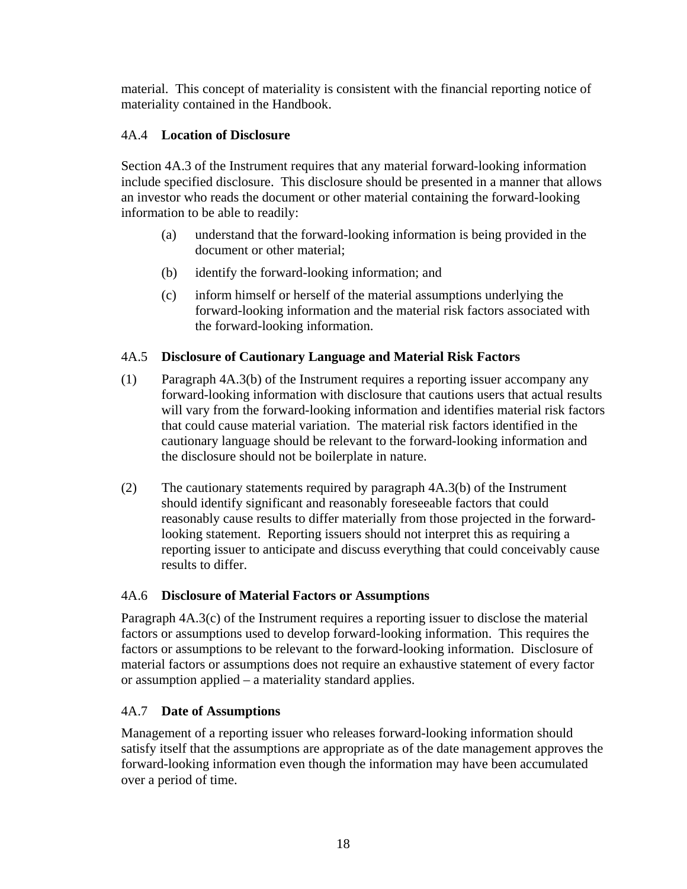material. This concept of materiality is consistent with the financial reporting notice of materiality contained in the Handbook.

### 4A.4 **Location of Disclosure**

Section 4A.3 of the Instrument requires that any material forward-looking information include specified disclosure. This disclosure should be presented in a manner that allows an investor who reads the document or other material containing the forward-looking information to be able to readily:

(a) understand that the forward-looking information is being provided in the document or other material;

(b) identify the forward-looking information; and

(c) inform himself or herself of the material assumptions underlying the forward-looking information and the material risk factors associated with the forward-looking information.

### 4A.5 **Disclosure of Cautionary Language and Material Risk Factors**

(1) Paragraph 4A.3(b) of the Instrument requires a reporting issuer accompany any forward-looking information with disclosure that cautions users that actual results will vary from the forward-looking information and identifies material risk factors that could cause material variation. The material risk factors identified in the cautionary language should be relevant to the forward-looking information and the disclosure should not be boilerplate in nature.

(2) The cautionary statements required by paragraph 4A.3(b) of the Instrument should identify significant and reasonably foreseeable factors that could reasonably cause results to differ materially from those projected in the forward-looking statement. Reporting issuers should not interpret this as requiring a reporting issuer to anticipate and discuss everything that could conceivably cause results to differ.

### 4A.6 **Disclosure of Material Factors or Assumptions**

Paragraph 4A.3(c) of the Instrument requires a reporting issuer to disclose the material factors or assumptions used to develop forward-looking information. This requires the factors or assumptions to be relevant to the forward-looking information. Disclosure of material factors or assumptions does not require an exhaustive statement of every factor or assumption applied – a materiality standard applies.

### 4A.7 **Date of Assumptions**

Management of a reporting issuer who releases forward-looking information should satisfy itself that the assumptions are appropriate as of the date management approves the forward-looking information even though the information may have been accumulated over a period of time.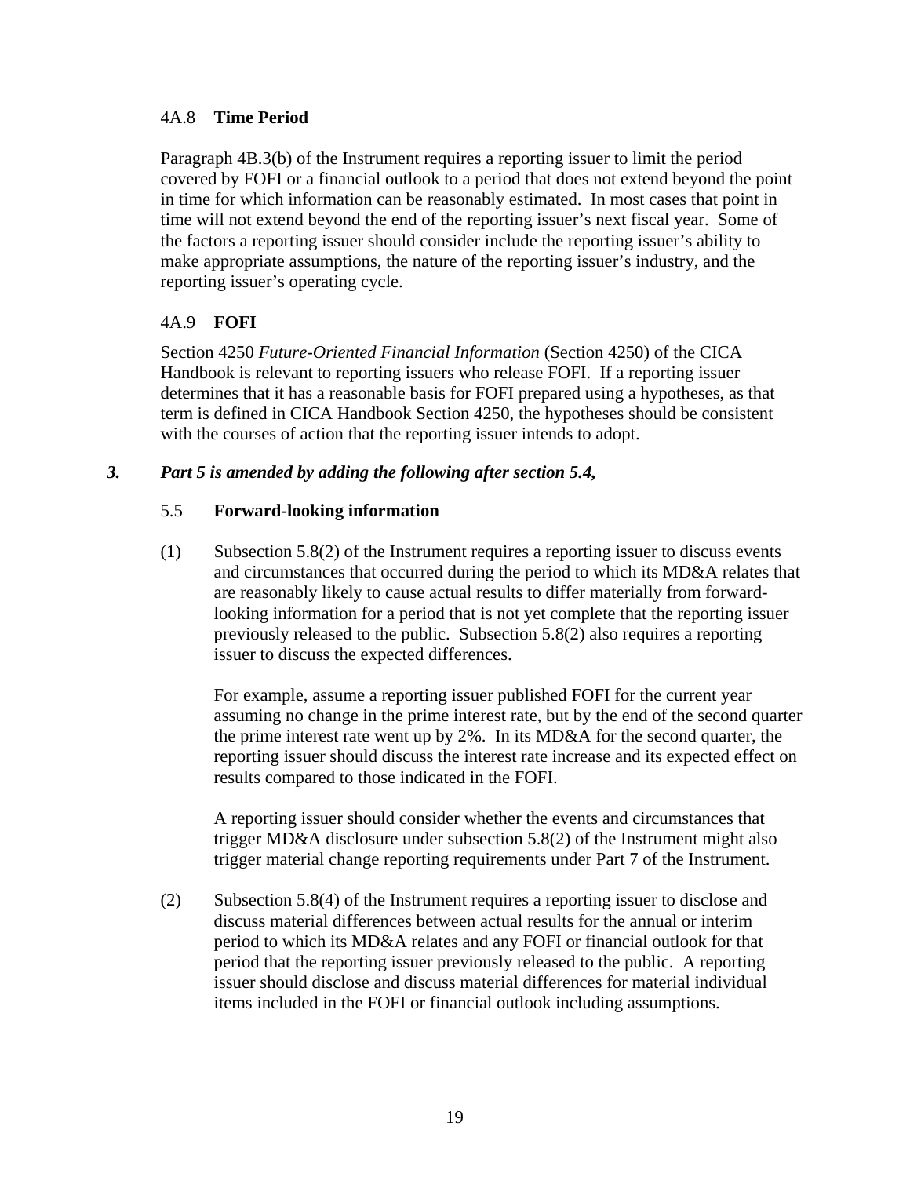### 4A.8 **Time Period**

Paragraph 4B.3(b) of the Instrument requires a reporting issuer to limit the period covered by FOFI or a financial outlook to a period that does not extend beyond the point in time for which information can be reasonably estimated. In most cases that point in time will not extend beyond the end of the reporting issuer's next fiscal year. Some of the factors a reporting issuer should consider include the reporting issuer's ability to make appropriate assumptions, the nature of the reporting issuer's industry, and the reporting issuer's operating cycle.

### 4A.9 **FOFI**

Section 4250 *Future-Oriented Financial Information* (Section 4250) of the CICA Handbook is relevant to reporting issuers who release FOFI. If a reporting issuer determines that it has a reasonable basis for FOFI prepared using a hypotheses, as that term is defined in CICA Handbook Section 4250, the hypotheses should be consistent with the courses of action that the reporting issuer intends to adopt.

***3. Part 5 is amended by adding the following after section 5.4,***

### 5.5 **Forward-looking information**

(1) Subsection 5.8(2) of the Instrument requires a reporting issuer to discuss events and circumstances that occurred during the period to which its MD&A relates that are reasonably likely to cause actual results to differ materially from forward-looking information for a period that is not yet complete that the reporting issuer previously released to the public. Subsection 5.8(2) also requires a reporting issuer to discuss the expected differences.

For example, assume a reporting issuer published FOFI for the current year assuming no change in the prime interest rate, but by the end of the second quarter the prime interest rate went up by 2%. In its MD&A for the second quarter, the reporting issuer should discuss the interest rate increase and its expected effect on results compared to those indicated in the FOFI.

A reporting issuer should consider whether the events and circumstances that trigger MD&A disclosure under subsection 5.8(2) of the Instrument might also trigger material change reporting requirements under Part 7 of the Instrument.

(2) Subsection 5.8(4) of the Instrument requires a reporting issuer to disclose and discuss material differences between actual results for the annual or interim period to which its MD&A relates and any FOFI or financial outlook for that period that the reporting issuer previously released to the public. A reporting issuer should disclose and discuss material differences for material individual items included in the FOFI or financial outlook including assumptions.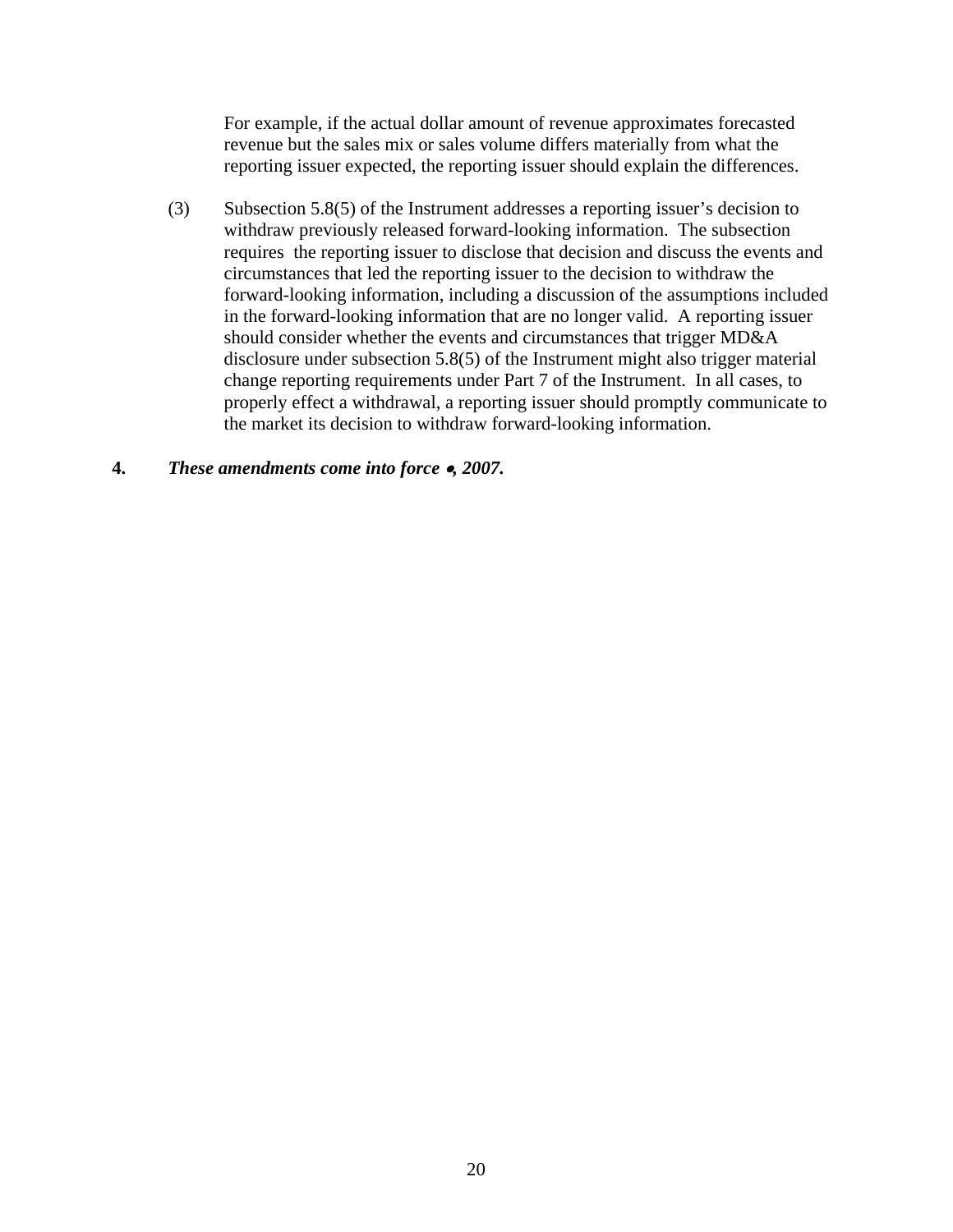For example, if the actual dollar amount of revenue approximates forecasted revenue but the sales mix or sales volume differs materially from what the reporting issuer expected, the reporting issuer should explain the differences.

(3) Subsection 5.8(5) of the Instrument addresses a reporting issuer's decision to withdraw previously released forward-looking information. The subsection requires the reporting issuer to disclose that decision and discuss the events and circumstances that led the reporting issuer to the decision to withdraw the forward-looking information, including a discussion of the assumptions included in the forward-looking information that are no longer valid. A reporting issuer should consider whether the events and circumstances that trigger MD&A disclosure under subsection 5.8(5) of the Instrument might also trigger material change reporting requirements under Part 7 of the Instrument. In all cases, to properly effect a withdrawal, a reporting issuer should promptly communicate to the market its decision to withdraw forward-looking information.

**4.** ***These amendments come into force •, 2007.***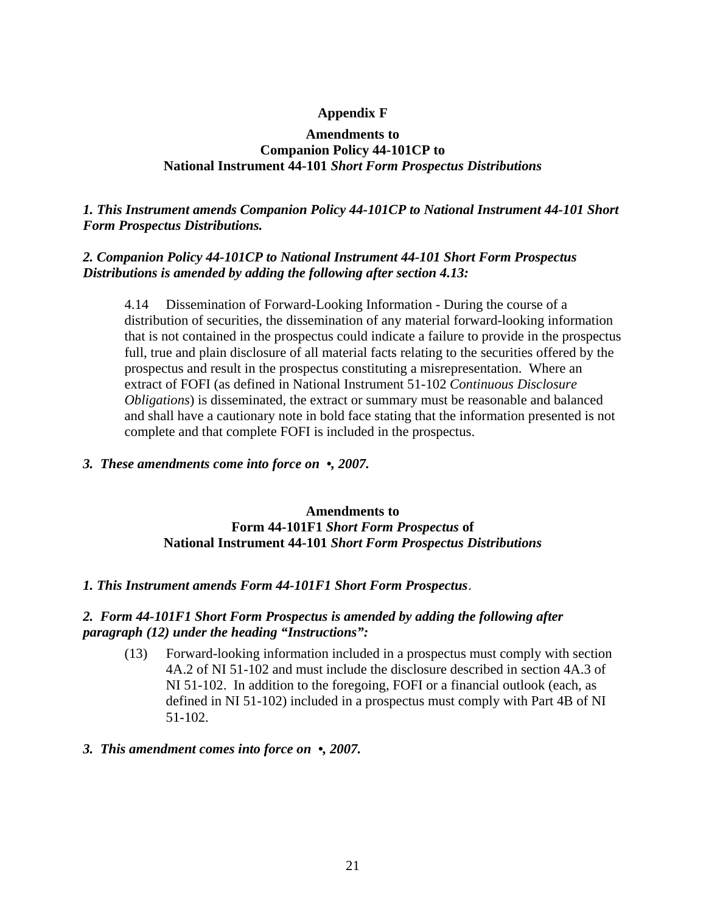**Appendix F**

**Amendments to**
**Companion Policy 44-101CP to**
**National Instrument 44-101 *Short Form Prospectus Distributions***

***1. This Instrument amends Companion Policy 44-101CP to National Instrument 44-101 Short Form Prospectus Distributions.***

***2. Companion Policy 44-101CP to National Instrument 44-101 Short Form Prospectus Distributions is amended by adding the following after section 4.13:***

> 4.14 Dissemination of Forward-Looking Information - During the course of a distribution of securities, the dissemination of any material forward-looking information that is not contained in the prospectus could indicate a failure to provide in the prospectus full, true and plain disclosure of all material facts relating to the securities offered by the prospectus and result in the prospectus constituting a misrepresentation. Where an extract of FOFI (as defined in National Instrument 51-102 *Continuous Disclosure Obligations*) is disseminated, the extract or summary must be reasonable and balanced and shall have a cautionary note in bold face stating that the information presented is not complete and that complete FOFI is included in the prospectus.

***3. These amendments come into force on •, 2007.***

**Amendments to**
**Form 44-101F1 *Short Form Prospectus* of**
**National Instrument 44-101 *Short Form Prospectus Distributions***

***1. This Instrument amends Form 44-101F1 Short Form Prospectus.***

***2. Form 44-101F1 Short Form Prospectus is amended by adding the following after paragraph (12) under the heading "Instructions":***

> (13) Forward-looking information included in a prospectus must comply with section 4A.2 of NI 51-102 and must include the disclosure described in section 4A.3 of NI 51-102. In addition to the foregoing, FOFI or a financial outlook (each, as defined in NI 51-102) included in a prospectus must comply with Part 4B of NI 51-102.

***3. This amendment comes into force on •, 2007.***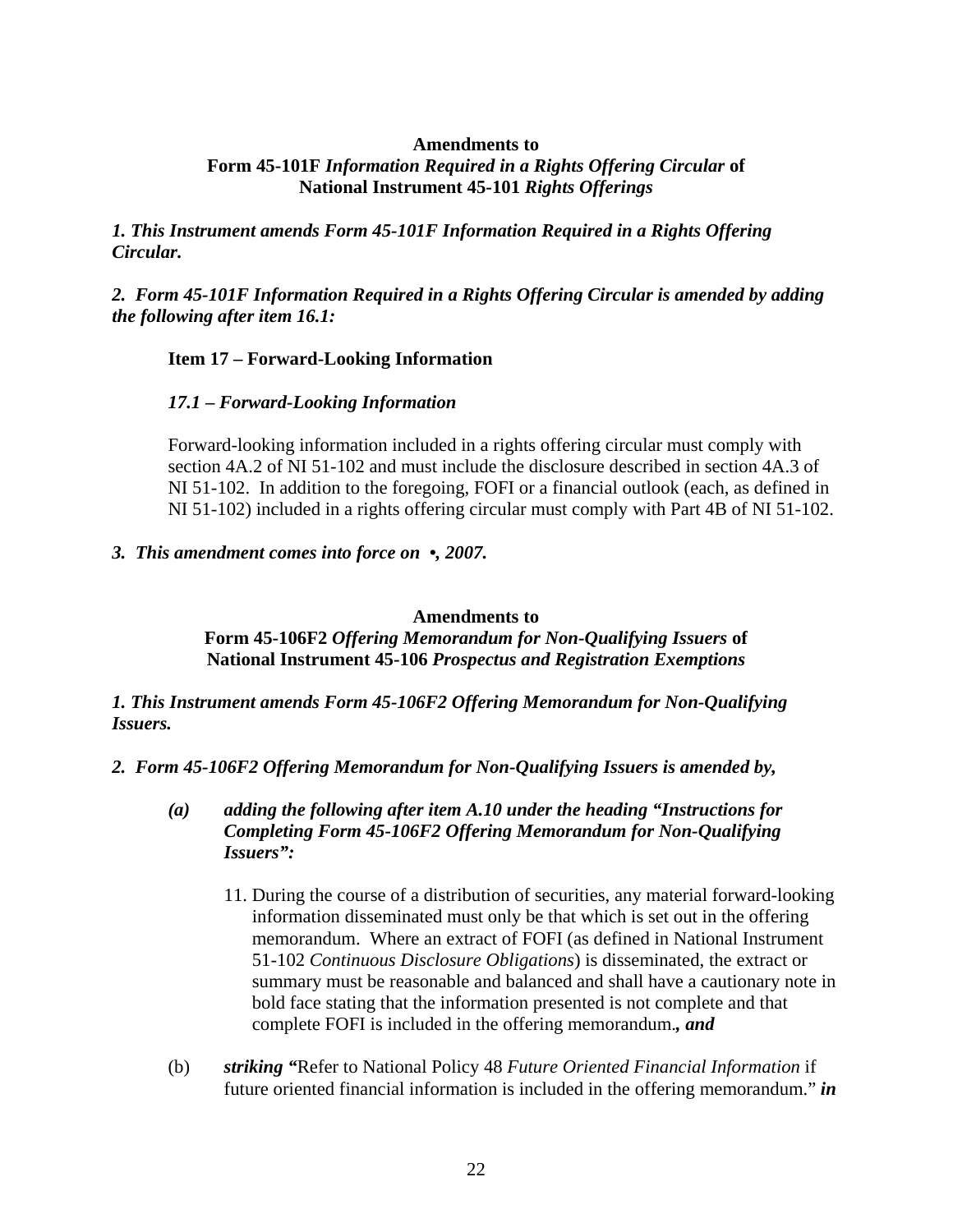**Amendments to**
**Form 45-101F** ***Information Required in a Rights Offering Circular*** **of**
**National Instrument 45-101** ***Rights Offerings***

***1. This Instrument amends Form 45-101F Information Required in a Rights Offering Circular.***

***2. Form 45-101F Information Required in a Rights Offering Circular is amended by adding the following after item 16.1:***

**Item 17 – Forward-Looking Information**

***17.1 – Forward-Looking Information***

Forward-looking information included in a rights offering circular must comply with section 4A.2 of NI 51-102 and must include the disclosure described in section 4A.3 of NI 51-102. In addition to the foregoing, FOFI or a financial outlook (each, as defined in NI 51-102) included in a rights offering circular must comply with Part 4B of NI 51-102.

***3. This amendment comes into force on •, 2007.***

**Amendments to**
**Form 45-106F2** ***Offering Memorandum for Non-Qualifying Issuers*** **of**
**National Instrument 45-106** ***Prospectus and Registration Exemptions***

***1. This Instrument amends Form 45-106F2 Offering Memorandum for Non-Qualifying Issuers.***

***2. Form 45-106F2 Offering Memorandum for Non-Qualifying Issuers is amended by,***

***(a) adding the following after item A.10 under the heading "Instructions for Completing Form 45-106F2 Offering Memorandum for Non-Qualifying Issuers":***

11. During the course of a distribution of securities, any material forward-looking information disseminated must only be that which is set out in the offering memorandum. Where an extract of FOFI (as defined in National Instrument 51-102 *Continuous Disclosure Obligations*) is disseminated, the extract or summary must be reasonable and balanced and shall have a cautionary note in bold face stating that the information presented is not complete and that complete FOFI is included in the offering memorandum.***, and***

(b) ***striking "***Refer to National Policy 48 *Future Oriented Financial Information* if future oriented financial information is included in the offering memorandum." ***in***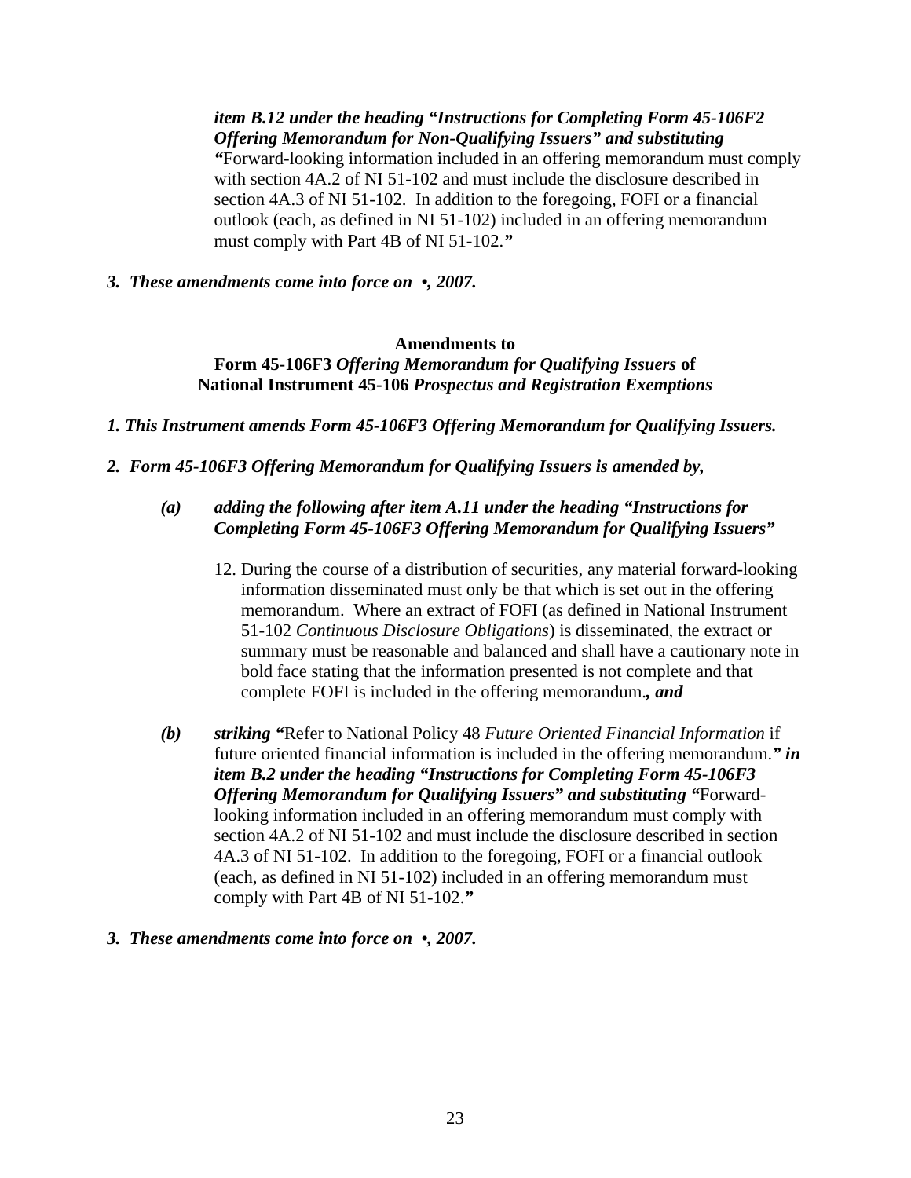***item B.12 under the heading "Instructions for Completing Form 45-106F2 Offering Memorandum for Non-Qualifying Issuers" and substituting "***Forward-looking information included in an offering memorandum must comply with section 4A.2 of NI 51-102 and must include the disclosure described in section 4A.3 of NI 51-102. In addition to the foregoing, FOFI or a financial outlook (each, as defined in NI 51-102) included in an offering memorandum must comply with Part 4B of NI 51-102.***"***

***3. These amendments come into force on •, 2007.***

**Amendments to**
**Form 45-106F3 *Offering Memorandum for Qualifying Issuers* of National Instrument 45-106 *Prospectus and Registration Exemptions***

***1. This Instrument amends Form 45-106F3 Offering Memorandum for Qualifying Issuers.***

***2. Form 45-106F3 Offering Memorandum for Qualifying Issuers is amended by,***

***(a) adding the following after item A.11 under the heading "Instructions for Completing Form 45-106F3 Offering Memorandum for Qualifying Issuers"***

12. During the course of a distribution of securities, any material forward-looking information disseminated must only be that which is set out in the offering memorandum. Where an extract of FOFI (as defined in National Instrument 51-102 *Continuous Disclosure Obligations*) is disseminated, the extract or summary must be reasonable and balanced and shall have a cautionary note in bold face stating that the information presented is not complete and that complete FOFI is included in the offering memorandum.***, and***

***(b) striking "***Refer to National Policy 48 *Future Oriented Financial Information* if future oriented financial information is included in the offering memorandum.***" in item B.2 under the heading "Instructions for Completing Form 45-106F3 Offering Memorandum for Qualifying Issuers" and substituting "***Forward-looking information included in an offering memorandum must comply with section 4A.2 of NI 51-102 and must include the disclosure described in section 4A.3 of NI 51-102. In addition to the foregoing, FOFI or a financial outlook (each, as defined in NI 51-102) included in an offering memorandum must comply with Part 4B of NI 51-102.***"***

***3. These amendments come into force on •, 2007.***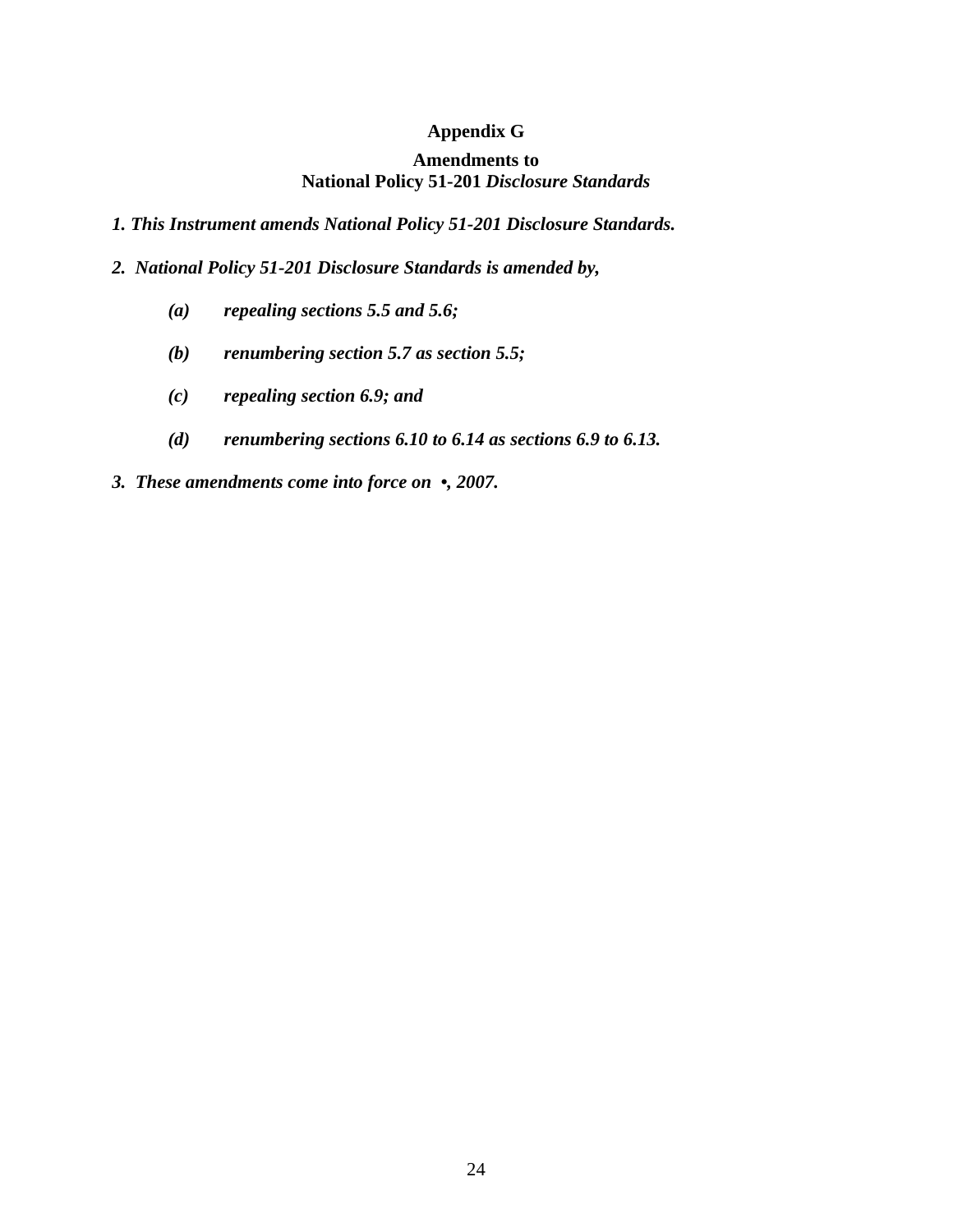**Appendix G**

**Amendments to**
**National Policy 51-201 *Disclosure Standards***

***1. This Instrument amends National Policy 51-201 Disclosure Standards.***

***2. National Policy 51-201 Disclosure Standards is amended by,***

- ***(a) repealing sections 5.5 and 5.6;***
- ***(b) renumbering section 5.7 as section 5.5;***
- ***(c) repealing section 6.9; and***
- ***(d) renumbering sections 6.10 to 6.14 as sections 6.9 to 6.13.***

***3. These amendments come into force on •, 2007.***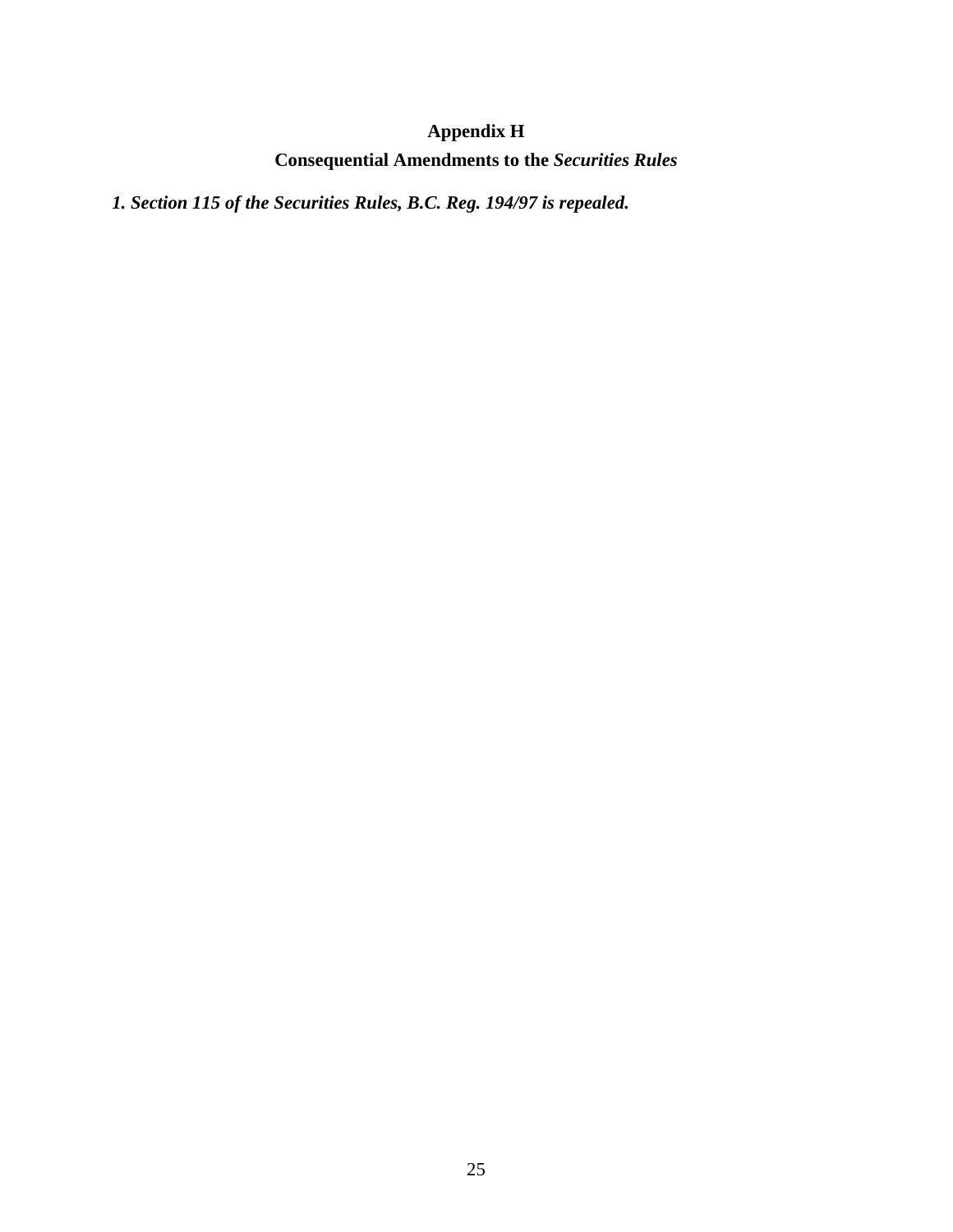# Appendix H

## Consequential Amendments to the *Securities Rules*

***1. Section 115 of the Securities Rules, B.C. Reg. 194/97 is repealed.***